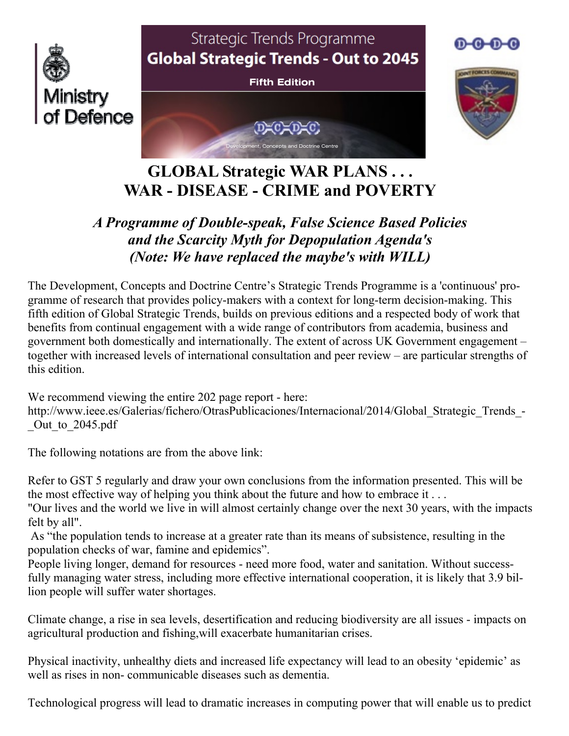Strategic Trends Programme

**Global Strategic Trends - Out to 2045**

**Fifth Edition**

Development, Concepts and Doctrine Centre

# GLOBAL Strategic WAR PLANS . . .
# WAR - DISEASE - CRIME and POVERTY

***A Programme of Double-speak, False Science Based Policies and the Scarcity Myth for Depopulation Agenda's (Note: We have replaced the maybe's with WILL)***

The Development, Concepts and Doctrine Centre's Strategic Trends Programme is a 'continuous' programme of research that provides policy-makers with a context for long-term decision-making. This fifth edition of Global Strategic Trends, builds on previous editions and a respected body of work that benefits from continual engagement with a wide range of contributors from academia, business and government both domestically and internationally. The extent of across UK Government engagement – together with increased levels of international consultation and peer review – are particular strengths of this edition.

We recommend viewing the entire 202 page report - here:
http://www.ieee.es/Galerias/fichero/OtrasPublicaciones/Internacional/2014/Global_Strategic_Trends_-_Out_to_2045.pdf

The following notations are from the above link:

Refer to GST 5 regularly and draw your own conclusions from the information presented. This will be the most effective way of helping you think about the future and how to embrace it . . .
"Our lives and the world we live in will almost certainly change over the next 30 years, with the impacts felt by all".
As "the population tends to increase at a greater rate than its means of subsistence, resulting in the population checks of war, famine and epidemics".
People living longer, demand for resources - need more food, water and sanitation. Without successfully managing water stress, including more effective international cooperation, it is likely that 3.9 billion people will suffer water shortages.

Climate change, a rise in sea levels, desertification and reducing biodiversity are all issues - impacts on agricultural production and fishing,will exacerbate humanitarian crises.

Physical inactivity, unhealthy diets and increased life expectancy will lead to an obesity 'epidemic' as well as rises in non- communicable diseases such as dementia.

Technological progress will lead to dramatic increases in computing power that will enable us to predict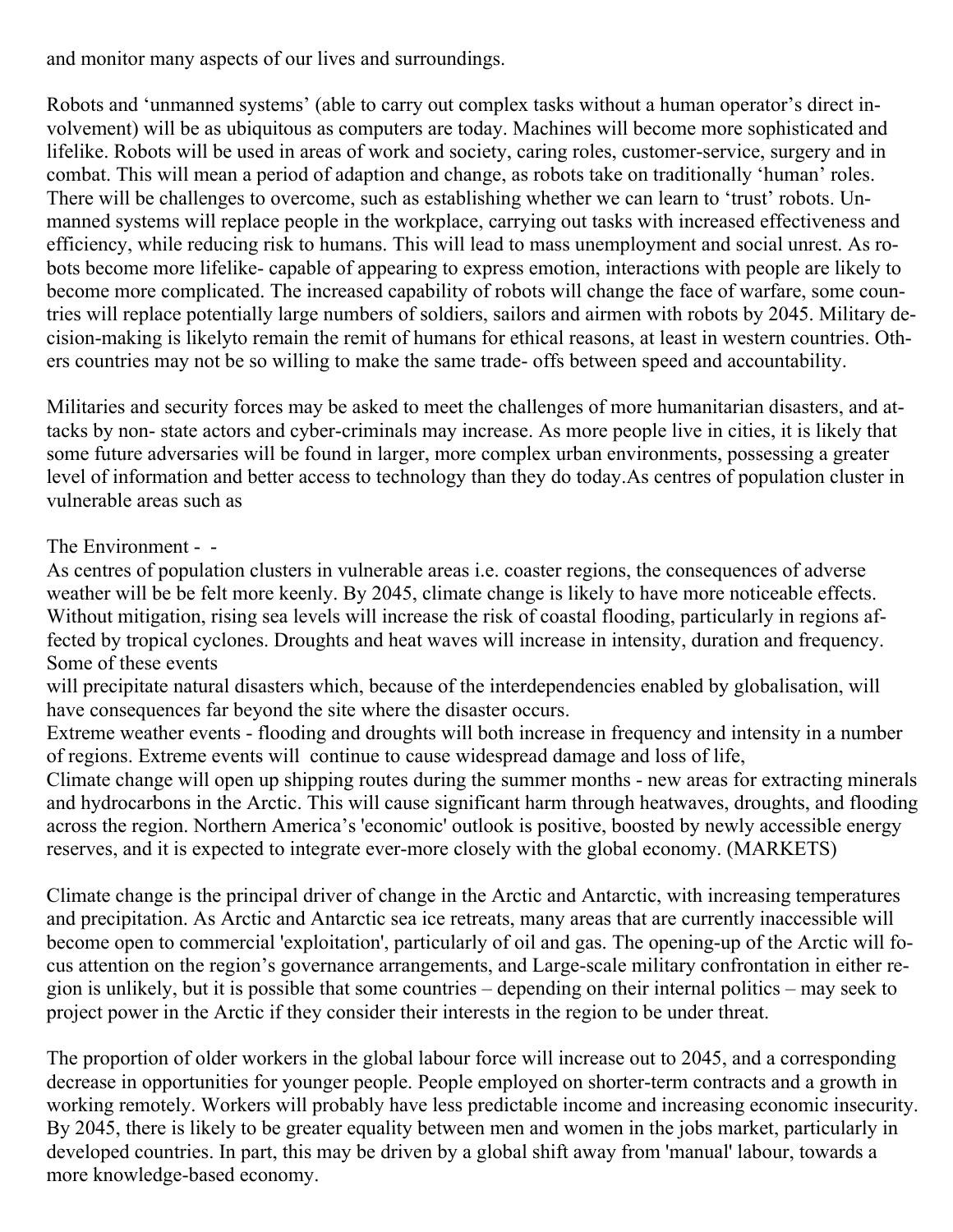and monitor many aspects of our lives and surroundings.

Robots and 'unmanned systems' (able to carry out complex tasks without a human operator's direct involvement) will be as ubiquitous as computers are today. Machines will become more sophisticated and lifelike. Robots will be used in areas of work and society, caring roles, customer-service, surgery and in combat. This will mean a period of adaption and change, as robots take on traditionally 'human' roles. There will be challenges to overcome, such as establishing whether we can learn to 'trust' robots. Unmanned systems will replace people in the workplace, carrying out tasks with increased effectiveness and efficiency, while reducing risk to humans. This will lead to mass unemployment and social unrest. As robots become more lifelike- capable of appearing to express emotion, interactions with people are likely to become more complicated. The increased capability of robots will change the face of warfare, some countries will replace potentially large numbers of soldiers, sailors and airmen with robots by 2045. Military decision-making is likelyto remain the remit of humans for ethical reasons, at least in western countries. Others countries may not be so willing to make the same trade- offs between speed and accountability.

Militaries and security forces may be asked to meet the challenges of more humanitarian disasters, and attacks by non- state actors and cyber-criminals may increase. As more people live in cities, it is likely that some future adversaries will be found in larger, more complex urban environments, possessing a greater level of information and better access to technology than they do today.As centres of population cluster in vulnerable areas such as

The Environment - -
As centres of population clusters in vulnerable areas i.e. coaster regions, the consequences of adverse weather will be be felt more keenly. By 2045, climate change is likely to have more noticeable effects. Without mitigation, rising sea levels will increase the risk of coastal flooding, particularly in regions affected by tropical cyclones. Droughts and heat waves will increase in intensity, duration and frequency. Some of these events
will precipitate natural disasters which, because of the interdependencies enabled by globalisation, will have consequences far beyond the site where the disaster occurs.
Extreme weather events - flooding and droughts will both increase in frequency and intensity in a number of regions. Extreme events will continue to cause widespread damage and loss of life,
Climate change will open up shipping routes during the summer months - new areas for extracting minerals and hydrocarbons in the Arctic. This will cause significant harm through heatwaves, droughts, and flooding across the region. Northern America's 'economic' outlook is positive, boosted by newly accessible energy reserves, and it is expected to integrate ever-more closely with the global economy. (MARKETS)

Climate change is the principal driver of change in the Arctic and Antarctic, with increasing temperatures and precipitation. As Arctic and Antarctic sea ice retreats, many areas that are currently inaccessible will become open to commercial 'exploitation', particularly of oil and gas. The opening-up of the Arctic will focus attention on the region's governance arrangements, and Large-scale military confrontation in either region is unlikely, but it is possible that some countries – depending on their internal politics – may seek to project power in the Arctic if they consider their interests in the region to be under threat.

The proportion of older workers in the global labour force will increase out to 2045, and a corresponding decrease in opportunities for younger people. People employed on shorter-term contracts and a growth in working remotely. Workers will probably have less predictable income and increasing economic insecurity. By 2045, there is likely to be greater equality between men and women in the jobs market, particularly in developed countries. In part, this may be driven by a global shift away from 'manual' labour, towards a more knowledge-based economy.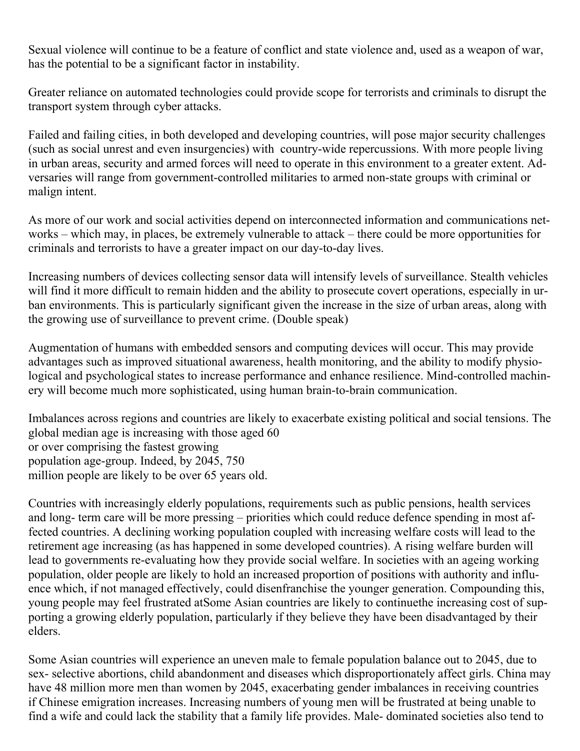Sexual violence will continue to be a feature of conflict and state violence and, used as a weapon of war, has the potential to be a significant factor in instability.

Greater reliance on automated technologies could provide scope for terrorists and criminals to disrupt the transport system through cyber attacks.

Failed and failing cities, in both developed and developing countries, will pose major security challenges (such as social unrest and even insurgencies) with country-wide repercussions. With more people living in urban areas, security and armed forces will need to operate in this environment to a greater extent. Adversaries will range from government-controlled militaries to armed non-state groups with criminal or malign intent.

As more of our work and social activities depend on interconnected information and communications networks – which may, in places, be extremely vulnerable to attack – there could be more opportunities for criminals and terrorists to have a greater impact on our day-to-day lives.

Increasing numbers of devices collecting sensor data will intensify levels of surveillance. Stealth vehicles will find it more difficult to remain hidden and the ability to prosecute covert operations, especially in urban environments. This is particularly significant given the increase in the size of urban areas, along with the growing use of surveillance to prevent crime. (Double speak)

Augmentation of humans with embedded sensors and computing devices will occur. This may provide advantages such as improved situational awareness, health monitoring, and the ability to modify physiological and psychological states to increase performance and enhance resilience. Mind-controlled machinery will become much more sophisticated, using human brain-to-brain communication.

Imbalances across regions and countries are likely to exacerbate existing political and social tensions. The global median age is increasing with those aged 60 or over comprising the fastest growing population age-group. Indeed, by 2045, 750 million people are likely to be over 65 years old.

Countries with increasingly elderly populations, requirements such as public pensions, health services and long- term care will be more pressing – priorities which could reduce defence spending in most affected countries. A declining working population coupled with increasing welfare costs will lead to the retirement age increasing (as has happened in some developed countries). A rising welfare burden will lead to governments re-evaluating how they provide social welfare. In societies with an ageing working population, older people are likely to hold an increased proportion of positions with authority and influence which, if not managed effectively, could disenfranchise the younger generation. Compounding this, young people may feel frustrated atSome Asian countries are likely to continuethe increasing cost of supporting a growing elderly population, particularly if they believe they have been disadvantaged by their elders.

Some Asian countries will experience an uneven male to female population balance out to 2045, due to sex- selective abortions, child abandonment and diseases which disproportionately affect girls. China may have 48 million more men than women by 2045, exacerbating gender imbalances in receiving countries if Chinese emigration increases. Increasing numbers of young men will be frustrated at being unable to find a wife and could lack the stability that a family life provides. Male- dominated societies also tend to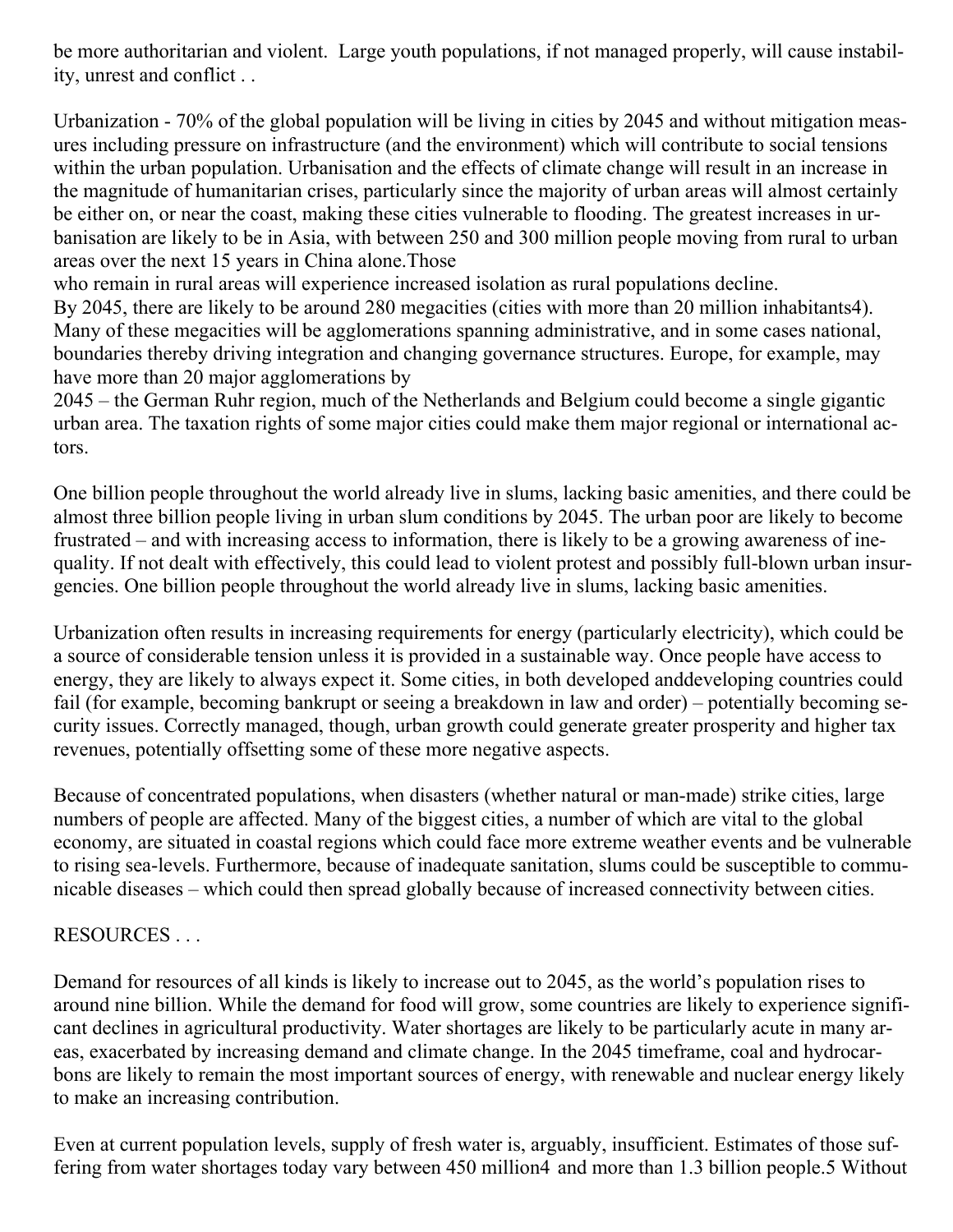be more authoritarian and violent.  Large youth populations, if not managed properly, will cause instability, unrest and conflict . .

Urbanization - 70% of the global population will be living in cities by 2045 and without mitigation measures including pressure on infrastructure (and the environment) which will contribute to social tensions within the urban population. Urbanisation and the effects of climate change will result in an increase in the magnitude of humanitarian crises, particularly since the majority of urban areas will almost certainly be either on, or near the coast, making these cities vulnerable to flooding. The greatest increases in urbanisation are likely to be in Asia, with between 250 and 300 million people moving from rural to urban areas over the next 15 years in China alone.Those
who remain in rural areas will experience increased isolation as rural populations decline.
By 2045, there are likely to be around 280 megacities (cities with more than 20 million inhabitants4). Many of these megacities will be agglomerations spanning administrative, and in some cases national, boundaries thereby driving integration and changing governance structures. Europe, for example, may have more than 20 major agglomerations by
2045 – the German Ruhr region, much of the Netherlands and Belgium could become a single gigantic urban area. The taxation rights of some major cities could make them major regional or international actors.

One billion people throughout the world already live in slums, lacking basic amenities, and there could be almost three billion people living in urban slum conditions by 2045. The urban poor are likely to become frustrated – and with increasing access to information, there is likely to be a growing awareness of inequality. If not dealt with effectively, this could lead to violent protest and possibly full-blown urban insurgencies. One billion people throughout the world already live in slums, lacking basic amenities.

Urbanization often results in increasing requirements for energy (particularly electricity), which could be a source of considerable tension unless it is provided in a sustainable way. Once people have access to energy, they are likely to always expect it. Some cities, in both developed anddeveloping countries could fail (for example, becoming bankrupt or seeing a breakdown in law and order) – potentially becoming security issues. Correctly managed, though, urban growth could generate greater prosperity and higher tax revenues, potentially offsetting some of these more negative aspects.

Because of concentrated populations, when disasters (whether natural or man-made) strike cities, large numbers of people are affected. Many of the biggest cities, a number of which are vital to the global economy, are situated in coastal regions which could face more extreme weather events and be vulnerable to rising sea-levels. Furthermore, because of inadequate sanitation, slums could be susceptible to communicable diseases – which could then spread globally because of increased connectivity between cities.

RESOURCES . . .

Demand for resources of all kinds is likely to increase out to 2045, as the world's population rises to around nine billion. While the demand for food will grow, some countries are likely to experience significant declines in agricultural productivity. Water shortages are likely to be particularly acute in many areas, exacerbated by increasing demand and climate change. In the 2045 timeframe, coal and hydrocarbons are likely to remain the most important sources of energy, with renewable and nuclear energy likely to make an increasing contribution.

Even at current population levels, supply of fresh water is, arguably, insufficient. Estimates of those suffering from water shortages today vary between 450 million4 and more than 1.3 billion people.5 Without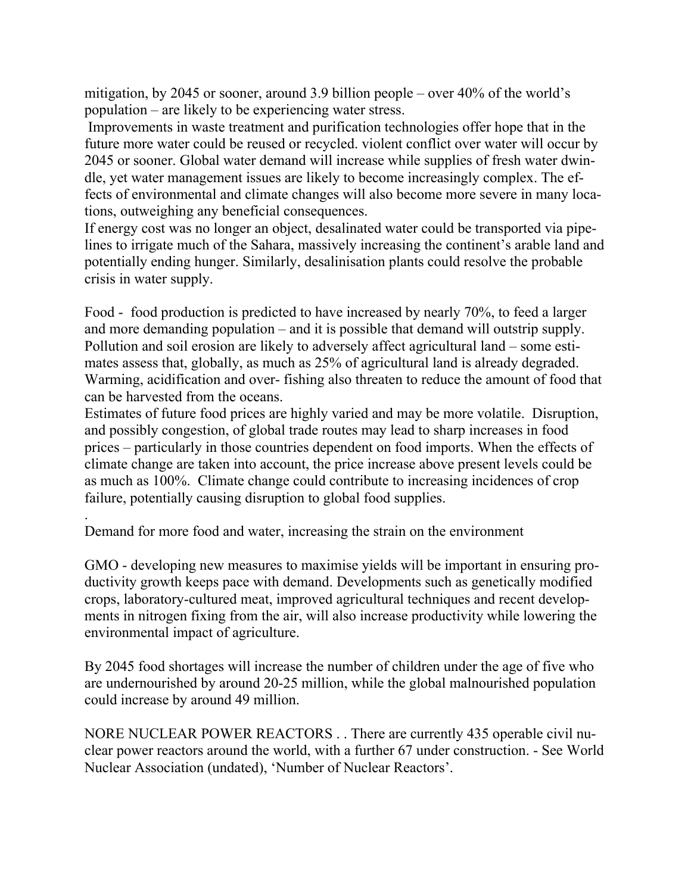mitigation, by 2045 or sooner, around 3.9 billion people – over 40% of the world's population – are likely to be experiencing water stress.

Improvements in waste treatment and purification technologies offer hope that in the future more water could be reused or recycled. violent conflict over water will occur by 2045 or sooner. Global water demand will increase while supplies of fresh water dwindle, yet water management issues are likely to become increasingly complex. The effects of environmental and climate changes will also become more severe in many locations, outweighing any beneficial consequences.

If energy cost was no longer an object, desalinated water could be transported via pipelines to irrigate much of the Sahara, massively increasing the continent's arable land and potentially ending hunger. Similarly, desalinisation plants could resolve the probable crisis in water supply.

Food - food production is predicted to have increased by nearly 70%, to feed a larger and more demanding population – and it is possible that demand will outstrip supply. Pollution and soil erosion are likely to adversely affect agricultural land – some estimates assess that, globally, as much as 25% of agricultural land is already degraded. Warming, acidification and over- fishing also threaten to reduce the amount of food that can be harvested from the oceans.

Estimates of future food prices are highly varied and may be more volatile. Disruption, and possibly congestion, of global trade routes may lead to sharp increases in food prices – particularly in those countries dependent on food imports. When the effects of climate change are taken into account, the price increase above present levels could be as much as 100%. Climate change could contribute to increasing incidences of crop failure, potentially causing disruption to global food supplies.

.

Demand for more food and water, increasing the strain on the environment

GMO - developing new measures to maximise yields will be important in ensuring productivity growth keeps pace with demand. Developments such as genetically modified crops, laboratory-cultured meat, improved agricultural techniques and recent developments in nitrogen fixing from the air, will also increase productivity while lowering the environmental impact of agriculture.

By 2045 food shortages will increase the number of children under the age of five who are undernourished by around 20-25 million, while the global malnourished population could increase by around 49 million.

NORE NUCLEAR POWER REACTORS . . There are currently 435 operable civil nuclear power reactors around the world, with a further 67 under construction. - See World Nuclear Association (undated), 'Number of Nuclear Reactors'.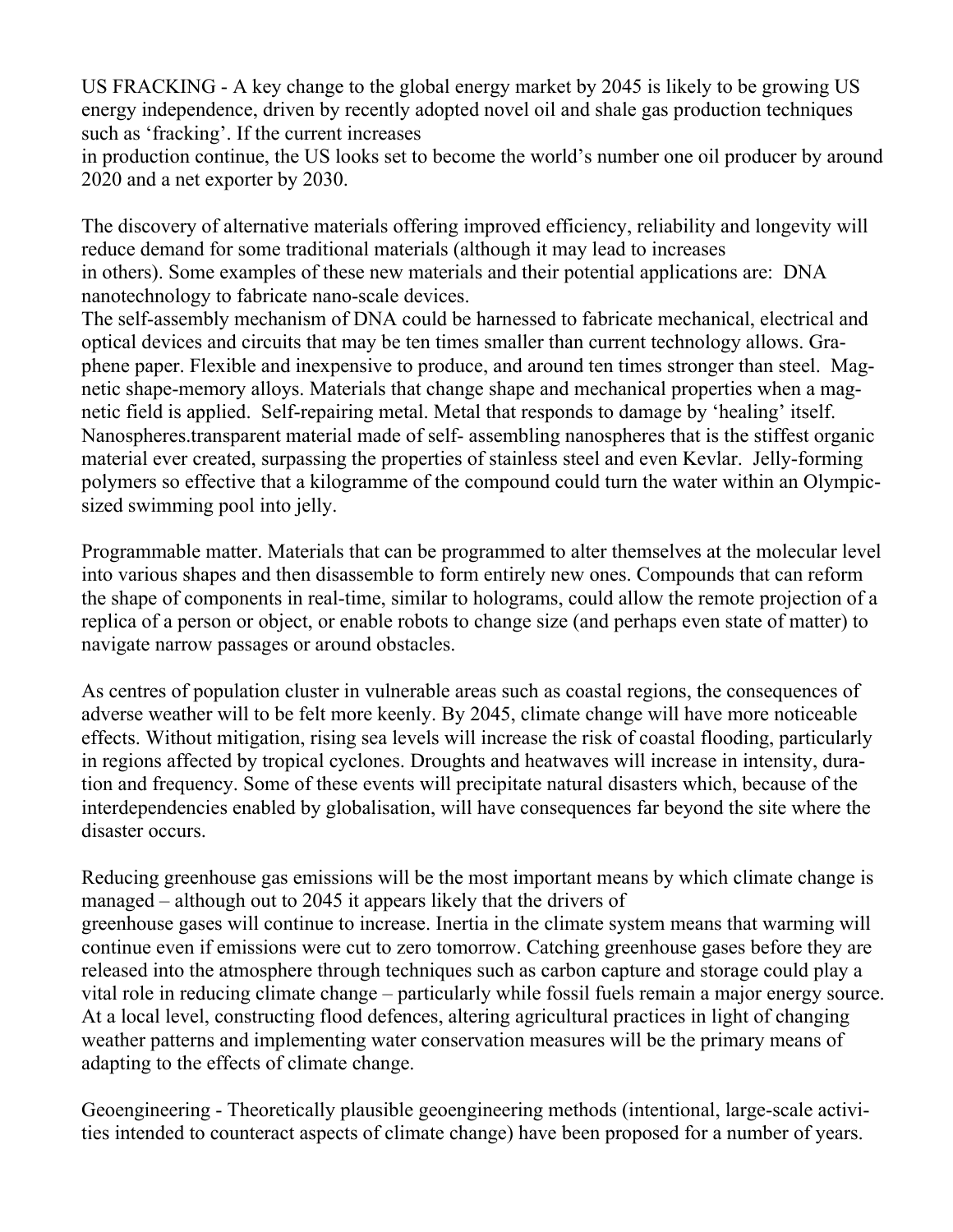US FRACKING - A key change to the global energy market by 2045 is likely to be growing US energy independence, driven by recently adopted novel oil and shale gas production techniques such as 'fracking'. If the current increases in production continue, the US looks set to become the world's number one oil producer by around 2020 and a net exporter by 2030.

The discovery of alternative materials offering improved efficiency, reliability and longevity will reduce demand for some traditional materials (although it may lead to increases in others). Some examples of these new materials and their potential applications are: DNA nanotechnology to fabricate nano-scale devices.
The self-assembly mechanism of DNA could be harnessed to fabricate mechanical, electrical and optical devices and circuits that may be ten times smaller than current technology allows. Graphene paper. Flexible and inexpensive to produce, and around ten times stronger than steel. Magnetic shape-memory alloys. Materials that change shape and mechanical properties when a magnetic field is applied. Self-repairing metal. Metal that responds to damage by 'healing' itself. Nanospheres.transparent material made of self- assembling nanospheres that is the stiffest organic material ever created, surpassing the properties of stainless steel and even Kevlar. Jelly-forming polymers so effective that a kilogramme of the compound could turn the water within an Olympic-sized swimming pool into jelly.

Programmable matter. Materials that can be programmed to alter themselves at the molecular level into various shapes and then disassemble to form entirely new ones. Compounds that can reform the shape of components in real-time, similar to holograms, could allow the remote projection of a replica of a person or object, or enable robots to change size (and perhaps even state of matter) to navigate narrow passages or around obstacles.

As centres of population cluster in vulnerable areas such as coastal regions, the consequences of adverse weather will to be felt more keenly. By 2045, climate change will have more noticeable effects. Without mitigation, rising sea levels will increase the risk of coastal flooding, particularly in regions affected by tropical cyclones. Droughts and heatwaves will increase in intensity, duration and frequency. Some of these events will precipitate natural disasters which, because of the interdependencies enabled by globalisation, will have consequences far beyond the site where the disaster occurs.

Reducing greenhouse gas emissions will be the most important means by which climate change is managed – although out to 2045 it appears likely that the drivers of greenhouse gases will continue to increase. Inertia in the climate system means that warming will continue even if emissions were cut to zero tomorrow. Catching greenhouse gases before they are released into the atmosphere through techniques such as carbon capture and storage could play a vital role in reducing climate change – particularly while fossil fuels remain a major energy source. At a local level, constructing flood defences, altering agricultural practices in light of changing weather patterns and implementing water conservation measures will be the primary means of adapting to the effects of climate change.

Geoengineering - Theoretically plausible geoengineering methods (intentional, large-scale activities intended to counteract aspects of climate change) have been proposed for a number of years.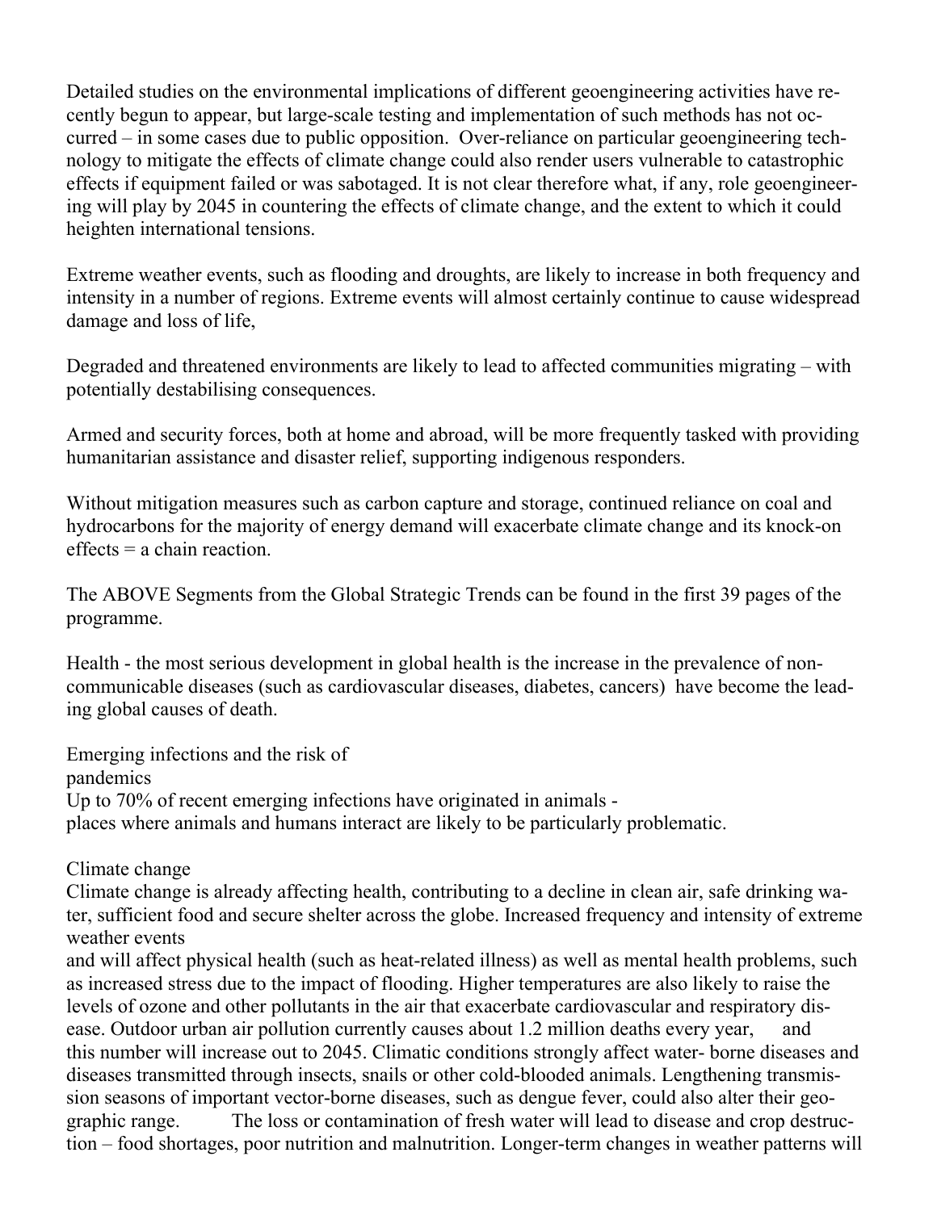Detailed studies on the environmental implications of different geoengineering activities have recently begun to appear, but large-scale testing and implementation of such methods has not occurred – in some cases due to public opposition. Over-reliance on particular geoengineering technology to mitigate the effects of climate change could also render users vulnerable to catastrophic effects if equipment failed or was sabotaged. It is not clear therefore what, if any, role geoengineering will play by 2045 in countering the effects of climate change, and the extent to which it could heighten international tensions.

Extreme weather events, such as flooding and droughts, are likely to increase in both frequency and intensity in a number of regions. Extreme events will almost certainly continue to cause widespread damage and loss of life,

Degraded and threatened environments are likely to lead to affected communities migrating – with potentially destabilising consequences.

Armed and security forces, both at home and abroad, will be more frequently tasked with providing humanitarian assistance and disaster relief, supporting indigenous responders.

Without mitigation measures such as carbon capture and storage, continued reliance on coal and hydrocarbons for the majority of energy demand will exacerbate climate change and its knock-on effects = a chain reaction.

The ABOVE Segments from the Global Strategic Trends can be found in the first 39 pages of the programme.

Health - the most serious development in global health is the increase in the prevalence of non-communicable diseases (such as cardiovascular diseases, diabetes, cancers) have become the leading global causes of death.

Emerging infections and the risk of
pandemics
Up to 70% of recent emerging infections have originated in animals -
places where animals and humans interact are likely to be particularly problematic.

Climate change
Climate change is already affecting health, contributing to a decline in clean air, safe drinking water, sufficient food and secure shelter across the globe. Increased frequency and intensity of extreme weather events
and will affect physical health (such as heat-related illness) as well as mental health problems, such as increased stress due to the impact of flooding. Higher temperatures are also likely to raise the levels of ozone and other pollutants in the air that exacerbate cardiovascular and respiratory disease. Outdoor urban air pollution currently causes about 1.2 million deaths every year, and this number will increase out to 2045. Climatic conditions strongly affect water- borne diseases and diseases transmitted through insects, snails or other cold-blooded animals. Lengthening transmission seasons of important vector-borne diseases, such as dengue fever, could also alter their geographic range. The loss or contamination of fresh water will lead to disease and crop destruction – food shortages, poor nutrition and malnutrition. Longer-term changes in weather patterns will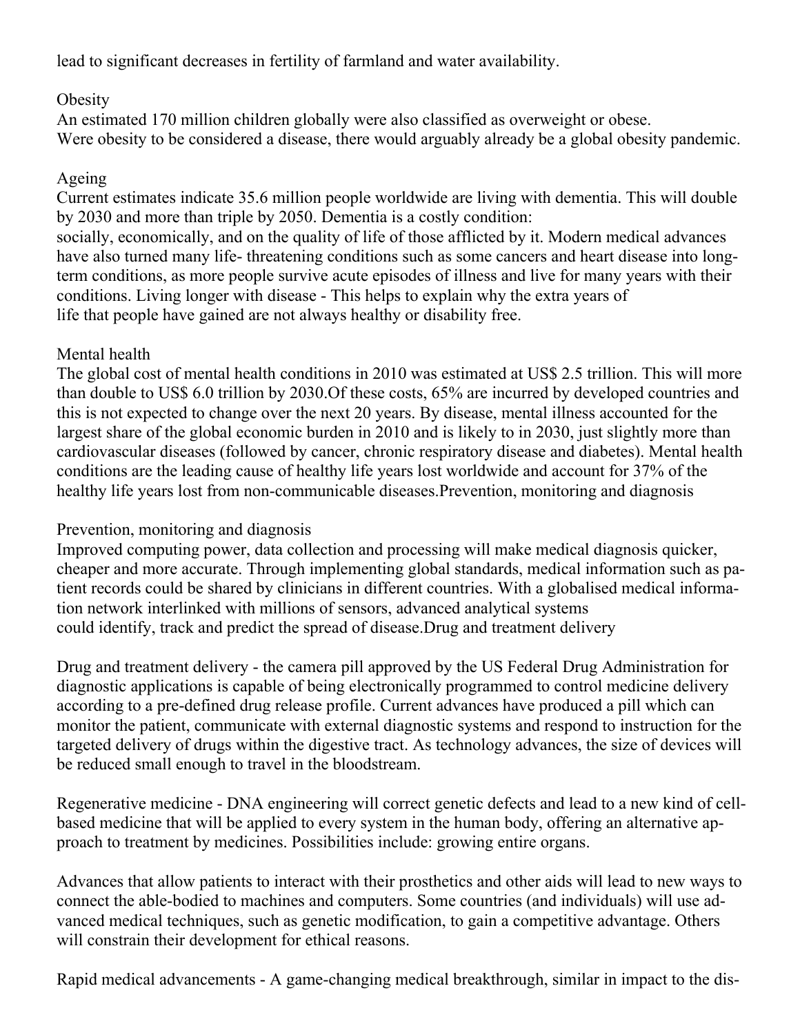lead to significant decreases in fertility of farmland and water availability.

## Obesity

An estimated 170 million children globally were also classified as overweight or obese.
Were obesity to be considered a disease, there would arguably already be a global obesity pandemic.

## Ageing

Current estimates indicate 35.6 million people worldwide are living with dementia. This will double by 2030 and more than triple by 2050. Dementia is a costly condition:
socially, economically, and on the quality of life of those afflicted by it. Modern medical advances have also turned many life- threatening conditions such as some cancers and heart disease into long-term conditions, as more people survive acute episodes of illness and live for many years with their conditions. Living longer with disease - This helps to explain why the extra years of life that people have gained are not always healthy or disability free.

## Mental health

The global cost of mental health conditions in 2010 was estimated at US$ 2.5 trillion. This will more than double to US$ 6.0 trillion by 2030.Of these costs, 65% are incurred by developed countries and this is not expected to change over the next 20 years. By disease, mental illness accounted for the largest share of the global economic burden in 2010 and is likely to in 2030, just slightly more than cardiovascular diseases (followed by cancer, chronic respiratory disease and diabetes). Mental health conditions are the leading cause of healthy life years lost worldwide and account for 37% of the healthy life years lost from non-communicable diseases.Prevention, monitoring and diagnosis

## Prevention, monitoring and diagnosis

Improved computing power, data collection and processing will make medical diagnosis quicker, cheaper and more accurate. Through implementing global standards, medical information such as patient records could be shared by clinicians in different countries. With a globalised medical information network interlinked with millions of sensors, advanced analytical systems could identify, track and predict the spread of disease.Drug and treatment delivery

Drug and treatment delivery - the camera pill approved by the US Federal Drug Administration for diagnostic applications is capable of being electronically programmed to control medicine delivery according to a pre-defined drug release profile. Current advances have produced a pill which can monitor the patient, communicate with external diagnostic systems and respond to instruction for the targeted delivery of drugs within the digestive tract. As technology advances, the size of devices will be reduced small enough to travel in the bloodstream.

Regenerative medicine - DNA engineering will correct genetic defects and lead to a new kind of cell-based medicine that will be applied to every system in the human body, offering an alternative approach to treatment by medicines. Possibilities include: growing entire organs.

Advances that allow patients to interact with their prosthetics and other aids will lead to new ways to connect the able-bodied to machines and computers. Some countries (and individuals) will use advanced medical techniques, such as genetic modification, to gain a competitive advantage. Others will constrain their development for ethical reasons.

Rapid medical advancements - A game-changing medical breakthrough, similar in impact to the dis-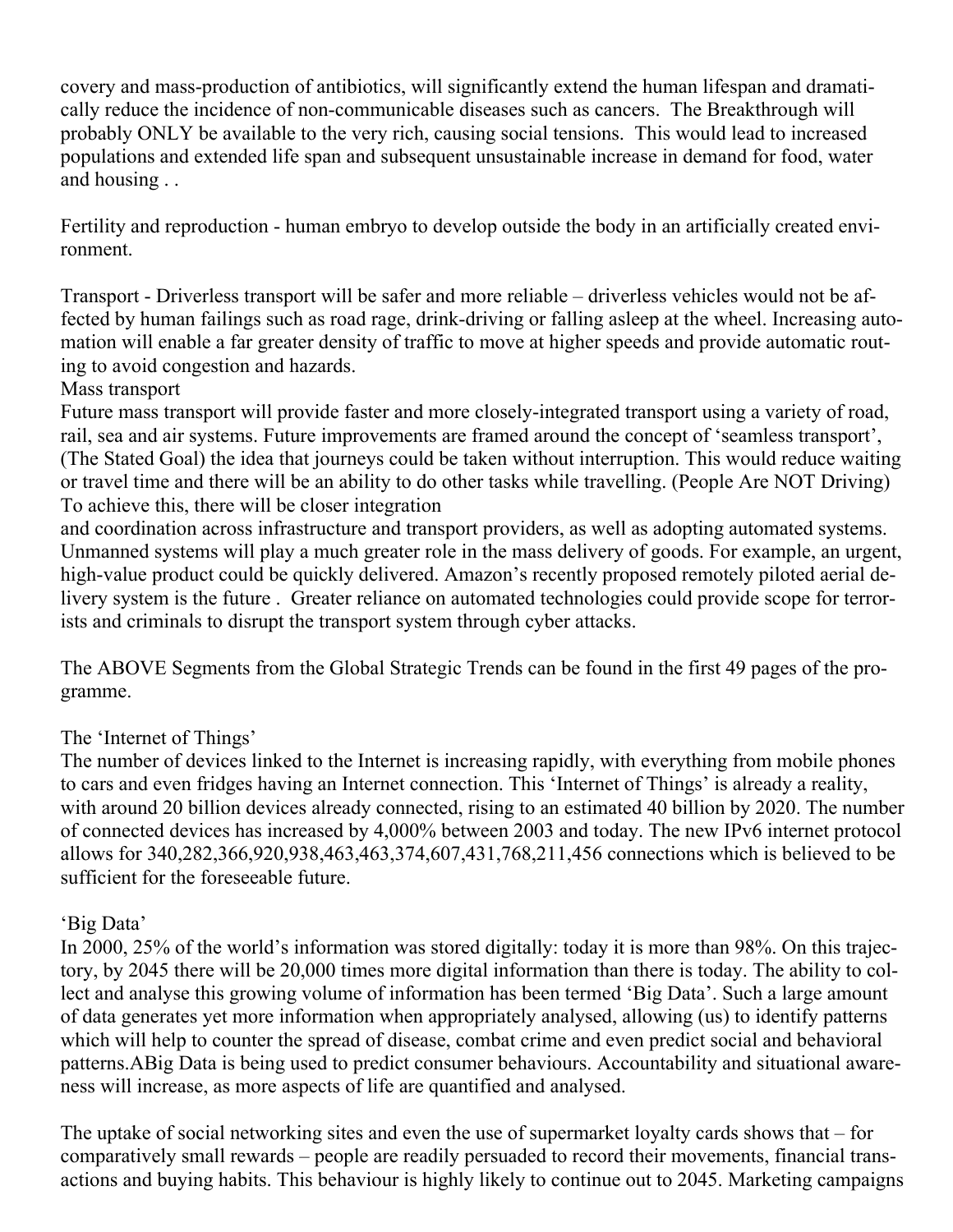covery and mass-production of antibiotics, will significantly extend the human lifespan and dramatically reduce the incidence of non-communicable diseases such as cancers. The Breakthrough will probably ONLY be available to the very rich, causing social tensions. This would lead to increased populations and extended life span and subsequent unsustainable increase in demand for food, water and housing . .

Fertility and reproduction - human embryo to develop outside the body in an artificially created environment.

Transport - Driverless transport will be safer and more reliable – driverless vehicles would not be affected by human failings such as road rage, drink-driving or falling asleep at the wheel. Increasing automation will enable a far greater density of traffic to move at higher speeds and provide automatic routing to avoid congestion and hazards.

Mass transport

Future mass transport will provide faster and more closely-integrated transport using a variety of road, rail, sea and air systems. Future improvements are framed around the concept of 'seamless transport', (The Stated Goal) the idea that journeys could be taken without interruption. This would reduce waiting or travel time and there will be an ability to do other tasks while travelling. (People Are NOT Driving) To achieve this, there will be closer integration and coordination across infrastructure and transport providers, as well as adopting automated systems. Unmanned systems will play a much greater role in the mass delivery of goods. For example, an urgent, high-value product could be quickly delivered. Amazon's recently proposed remotely piloted aerial delivery system is the future . Greater reliance on automated technologies could provide scope for terrorists and criminals to disrupt the transport system through cyber attacks.

The ABOVE Segments from the Global Strategic Trends can be found in the first 49 pages of the programme.

The 'Internet of Things'

The number of devices linked to the Internet is increasing rapidly, with everything from mobile phones to cars and even fridges having an Internet connection. This 'Internet of Things' is already a reality, with around 20 billion devices already connected, rising to an estimated 40 billion by 2020. The number of connected devices has increased by 4,000% between 2003 and today. The new IPv6 internet protocol allows for 340,282,366,920,938,463,463,374,607,431,768,211,456 connections which is believed to be sufficient for the foreseeable future.

'Big Data'

In 2000, 25% of the world's information was stored digitally: today it is more than 98%. On this trajectory, by 2045 there will be 20,000 times more digital information than there is today. The ability to collect and analyse this growing volume of information has been termed 'Big Data'. Such a large amount of data generates yet more information when appropriately analysed, allowing (us) to identify patterns which will help to counter the spread of disease, combat crime and even predict social and behavioral patterns.ABig Data is being used to predict consumer behaviours. Accountability and situational awareness will increase, as more aspects of life are quantified and analysed.

The uptake of social networking sites and even the use of supermarket loyalty cards shows that – for comparatively small rewards – people are readily persuaded to record their movements, financial transactions and buying habits. This behaviour is highly likely to continue out to 2045. Marketing campaigns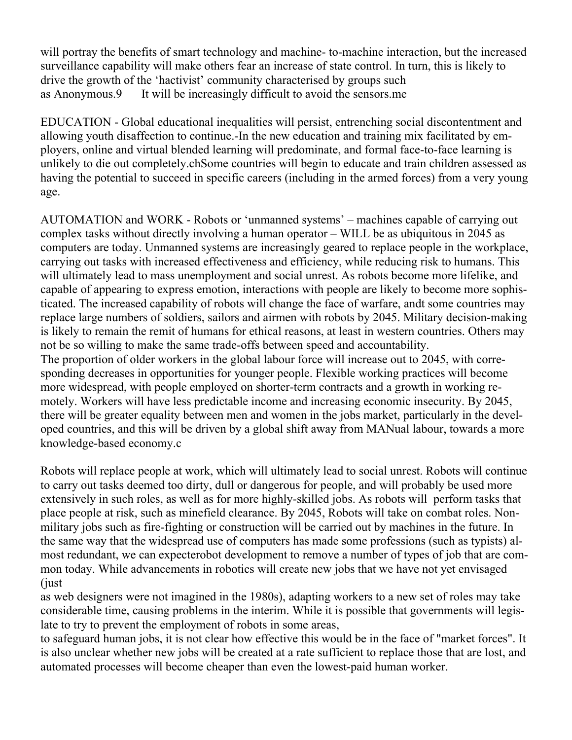will portray the benefits of smart technology and machine- to-machine interaction, but the increased surveillance capability will make others fear an increase of state control. In turn, this is likely to drive the growth of the 'hactivist' community characterised by groups such as Anonymous.9 It will be increasingly difficult to avoid the sensors.me

EDUCATION - Global educational inequalities will persist, entrenching social discontentment and allowing youth disaffection to continue.-In the new education and training mix facilitated by employers, online and virtual blended learning will predominate, and formal face-to-face learning is unlikely to die out completely.chSome countries will begin to educate and train children assessed as having the potential to succeed in specific careers (including in the armed forces) from a very young age.

AUTOMATION and WORK - Robots or 'unmanned systems' – machines capable of carrying out complex tasks without directly involving a human operator – WILL be as ubiquitous in 2045 as computers are today. Unmanned systems are increasingly geared to replace people in the workplace, carrying out tasks with increased effectiveness and efficiency, while reducing risk to humans. This will ultimately lead to mass unemployment and social unrest. As robots become more lifelike, and capable of appearing to express emotion, interactions with people are likely to become more sophisticated. The increased capability of robots will change the face of warfare, andt some countries may replace large numbers of soldiers, sailors and airmen with robots by 2045. Military decision-making is likely to remain the remit of humans for ethical reasons, at least in western countries. Others may not be so willing to make the same trade-offs between speed and accountability.
The proportion of older workers in the global labour force will increase out to 2045, with corresponding decreases in opportunities for younger people. Flexible working practices will become more widespread, with people employed on shorter-term contracts and a growth in working remotely. Workers will have less predictable income and increasing economic insecurity. By 2045, there will be greater equality between men and women in the jobs market, particularly in the developed countries, and this will be driven by a global shift away from MANual labour, towards a more knowledge-based economy.c

Robots will replace people at work, which will ultimately lead to social unrest. Robots will continue to carry out tasks deemed too dirty, dull or dangerous for people, and will probably be used more extensively in such roles, as well as for more highly-skilled jobs. As robots will perform tasks that place people at risk, such as minefield clearance. By 2045, Robots will take on combat roles. Non-military jobs such as fire-fighting or construction will be carried out by machines in the future. In the same way that the widespread use of computers has made some professions (such as typists) almost redundant, we can expecterobot development to remove a number of types of job that are common today. While advancements in robotics will create new jobs that we have not yet envisaged (just
as web designers were not imagined in the 1980s), adapting workers to a new set of roles may take considerable time, causing problems in the interim. While it is possible that governments will legislate to try to prevent the employment of robots in some areas,
to safeguard human jobs, it is not clear how effective this would be in the face of "market forces". It is also unclear whether new jobs will be created at a rate sufficient to replace those that are lost, and automated processes will become cheaper than even the lowest-paid human worker.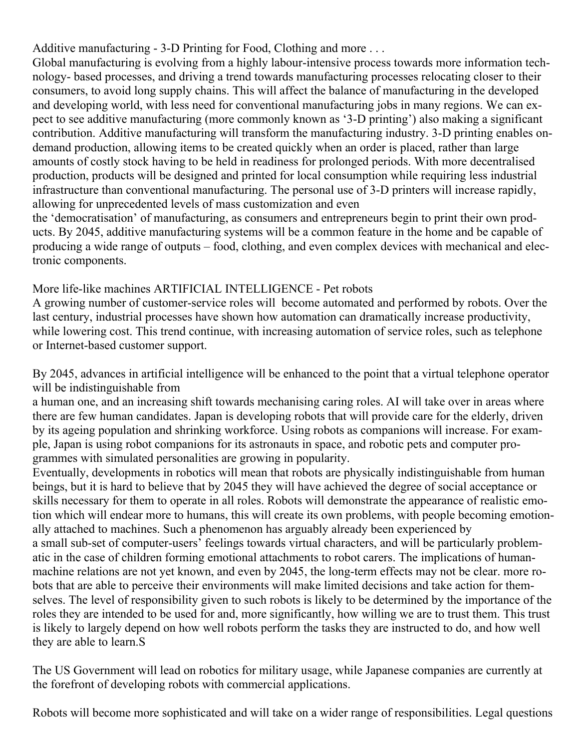Additive manufacturing - 3-D Printing for Food, Clothing and more . . .

Global manufacturing is evolving from a highly labour-intensive process towards more information technology- based processes, and driving a trend towards manufacturing processes relocating closer to their consumers, to avoid long supply chains. This will affect the balance of manufacturing in the developed and developing world, with less need for conventional manufacturing jobs in many regions. We can expect to see additive manufacturing (more commonly known as '3-D printing') also making a significant contribution. Additive manufacturing will transform the manufacturing industry. 3-D printing enables on-demand production, allowing items to be created quickly when an order is placed, rather than large amounts of costly stock having to be held in readiness for prolonged periods. With more decentralised production, products will be designed and printed for local consumption while requiring less industrial infrastructure than conventional manufacturing. The personal use of 3-D printers will increase rapidly, allowing for unprecedented levels of mass customization and even the 'democratisation' of manufacturing, as consumers and entrepreneurs begin to print their own products. By 2045, additive manufacturing systems will be a common feature in the home and be capable of producing a wide range of outputs – food, clothing, and even complex devices with mechanical and electronic components.

More life-like machines ARTIFICIAL INTELLIGENCE - Pet robots

A growing number of customer-service roles will become automated and performed by robots. Over the last century, industrial processes have shown how automation can dramatically increase productivity, while lowering cost. This trend continue, with increasing automation of service roles, such as telephone or Internet-based customer support.

By 2045, advances in artificial intelligence will be enhanced to the point that a virtual telephone operator will be indistinguishable from a human one, and an increasing shift towards mechanising caring roles. AI will take over in areas where there are few human candidates. Japan is developing robots that will provide care for the elderly, driven by its ageing population and shrinking workforce. Using robots as companions will increase. For example, Japan is using robot companions for its astronauts in space, and robotic pets and computer programmes with simulated personalities are growing in popularity.

Eventually, developments in robotics will mean that robots are physically indistinguishable from human beings, but it is hard to believe that by 2045 they will have achieved the degree of social acceptance or skills necessary for them to operate in all roles. Robots will demonstrate the appearance of realistic emotion which will endear more to humans, this will create its own problems, with people becoming emotionally attached to machines. Such a phenomenon has arguably already been experienced by a small sub-set of computer-users' feelings towards virtual characters, and will be particularly problematic in the case of children forming emotional attachments to robot carers. The implications of human-machine relations are not yet known, and even by 2045, the long-term effects may not be clear. more robots that are able to perceive their environments will make limited decisions and take action for themselves. The level of responsibility given to such robots is likely to be determined by the importance of the roles they are intended to be used for and, more significantly, how willing we are to trust them. This trust is likely to largely depend on how well robots perform the tasks they are instructed to do, and how well they are able to learn.S

The US Government will lead on robotics for military usage, while Japanese companies are currently at the forefront of developing robots with commercial applications.

Robots will become more sophisticated and will take on a wider range of responsibilities. Legal questions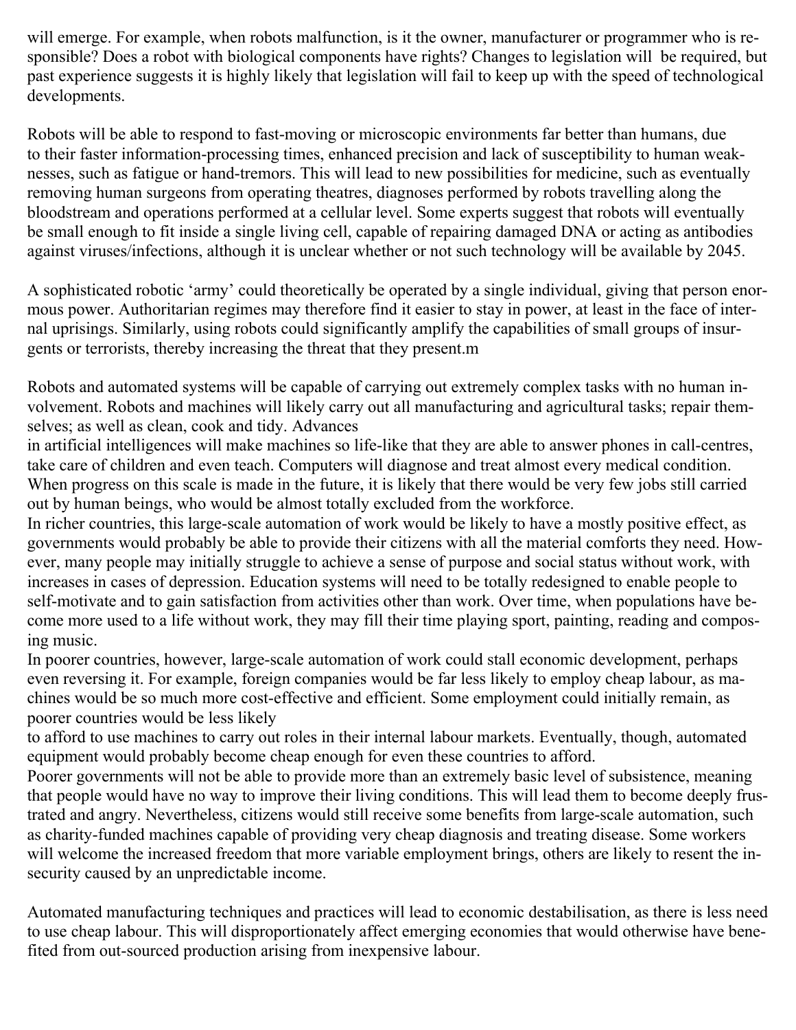will emerge. For example, when robots malfunction, is it the owner, manufacturer or programmer who is responsible? Does a robot with biological components have rights? Changes to legislation will be required, but past experience suggests it is highly likely that legislation will fail to keep up with the speed of technological developments.

Robots will be able to respond to fast-moving or microscopic environments far better than humans, due to their faster information-processing times, enhanced precision and lack of susceptibility to human weaknesses, such as fatigue or hand-tremors. This will lead to new possibilities for medicine, such as eventually removing human surgeons from operating theatres, diagnoses performed by robots travelling along the bloodstream and operations performed at a cellular level. Some experts suggest that robots will eventually be small enough to fit inside a single living cell, capable of repairing damaged DNA or acting as antibodies against viruses/infections, although it is unclear whether or not such technology will be available by 2045.

A sophisticated robotic 'army' could theoretically be operated by a single individual, giving that person enormous power. Authoritarian regimes may therefore find it easier to stay in power, at least in the face of internal uprisings. Similarly, using robots could significantly amplify the capabilities of small groups of insurgents or terrorists, thereby increasing the threat that they present.m

Robots and automated systems will be capable of carrying out extremely complex tasks with no human involvement. Robots and machines will likely carry out all manufacturing and agricultural tasks; repair themselves; as well as clean, cook and tidy. Advances in artificial intelligences will make machines so life-like that they are able to answer phones in call-centres, take care of children and even teach. Computers will diagnose and treat almost every medical condition. When progress on this scale is made in the future, it is likely that there would be very few jobs still carried out by human beings, who would be almost totally excluded from the workforce.

In richer countries, this large-scale automation of work would be likely to have a mostly positive effect, as governments would probably be able to provide their citizens with all the material comforts they need. However, many people may initially struggle to achieve a sense of purpose and social status without work, with increases in cases of depression. Education systems will need to be totally redesigned to enable people to self-motivate and to gain satisfaction from activities other than work. Over time, when populations have become more used to a life without work, they may fill their time playing sport, painting, reading and composing music.

In poorer countries, however, large-scale automation of work could stall economic development, perhaps even reversing it. For example, foreign companies would be far less likely to employ cheap labour, as machines would be so much more cost-effective and efficient. Some employment could initially remain, as poorer countries would be less likely to afford to use machines to carry out roles in their internal labour markets. Eventually, though, automated equipment would probably become cheap enough for even these countries to afford.

Poorer governments will not be able to provide more than an extremely basic level of subsistence, meaning that people would have no way to improve their living conditions. This will lead them to become deeply frustrated and angry. Nevertheless, citizens would still receive some benefits from large-scale automation, such as charity-funded machines capable of providing very cheap diagnosis and treating disease. Some workers will welcome the increased freedom that more variable employment brings, others are likely to resent the insecurity caused by an unpredictable income.

Automated manufacturing techniques and practices will lead to economic destabilisation, as there is less need to use cheap labour. This will disproportionately affect emerging economies that would otherwise have benefited from out-sourced production arising from inexpensive labour.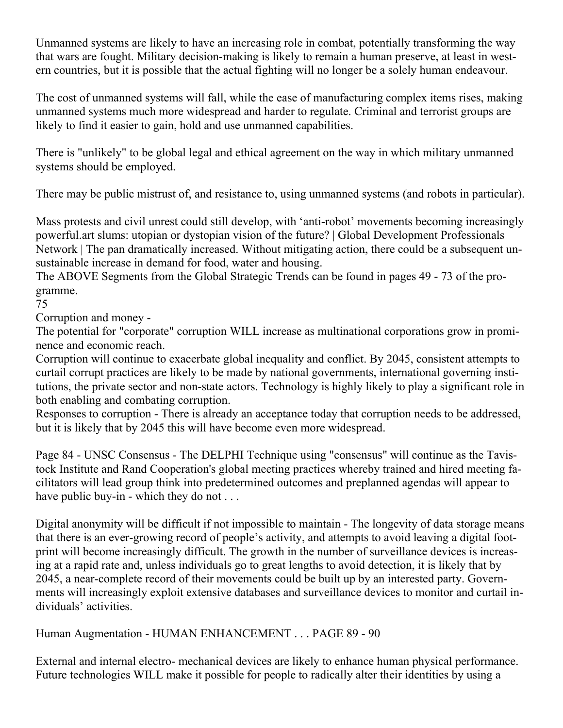Unmanned systems are likely to have an increasing role in combat, potentially transforming the way that wars are fought. Military decision-making is likely to remain a human preserve, at least in western countries, but it is possible that the actual fighting will no longer be a solely human endeavour.

The cost of unmanned systems will fall, while the ease of manufacturing complex items rises, making unmanned systems much more widespread and harder to regulate. Criminal and terrorist groups are likely to find it easier to gain, hold and use unmanned capabilities.

There is "unlikely" to be global legal and ethical agreement on the way in which military unmanned systems should be employed.

There may be public mistrust of, and resistance to, using unmanned systems (and robots in particular).

Mass protests and civil unrest could still develop, with 'anti-robot' movements becoming increasingly powerful.art slums: utopian or dystopian vision of the future? | Global Development Professionals Network | The pan dramatically increased. Without mitigating action, there could be a subsequent unsustainable increase in demand for food, water and housing.
The ABOVE Segments from the Global Strategic Trends can be found in pages 49 - 73 of the programme.
75
Corruption and money -
The potential for "corporate" corruption WILL increase as multinational corporations grow in prominence and economic reach.
Corruption will continue to exacerbate global inequality and conflict. By 2045, consistent attempts to curtail corrupt practices are likely to be made by national governments, international governing institutions, the private sector and non-state actors. Technology is highly likely to play a significant role in both enabling and combating corruption.
Responses to corruption - There is already an acceptance today that corruption needs to be addressed, but it is likely that by 2045 this will have become even more widespread.

Page 84 - UNSC Consensus - The DELPHI Technique using "consensus" will continue as the Tavistock Institute and Rand Cooperation's global meeting practices whereby trained and hired meeting facilitators will lead group think into predetermined outcomes and preplanned agendas will appear to have public buy-in - which they do not . . .

Digital anonymity will be difficult if not impossible to maintain - The longevity of data storage means that there is an ever-growing record of people's activity, and attempts to avoid leaving a digital footprint will become increasingly difficult. The growth in the number of surveillance devices is increasing at a rapid rate and, unless individuals go to great lengths to avoid detection, it is likely that by 2045, a near-complete record of their movements could be built up by an interested party. Governments will increasingly exploit extensive databases and surveillance devices to monitor and curtail individuals' activities.

Human Augmentation - HUMAN ENHANCEMENT . . . PAGE 89 - 90

External and internal electro- mechanical devices are likely to enhance human physical performance. Future technologies WILL make it possible for people to radically alter their identities by using a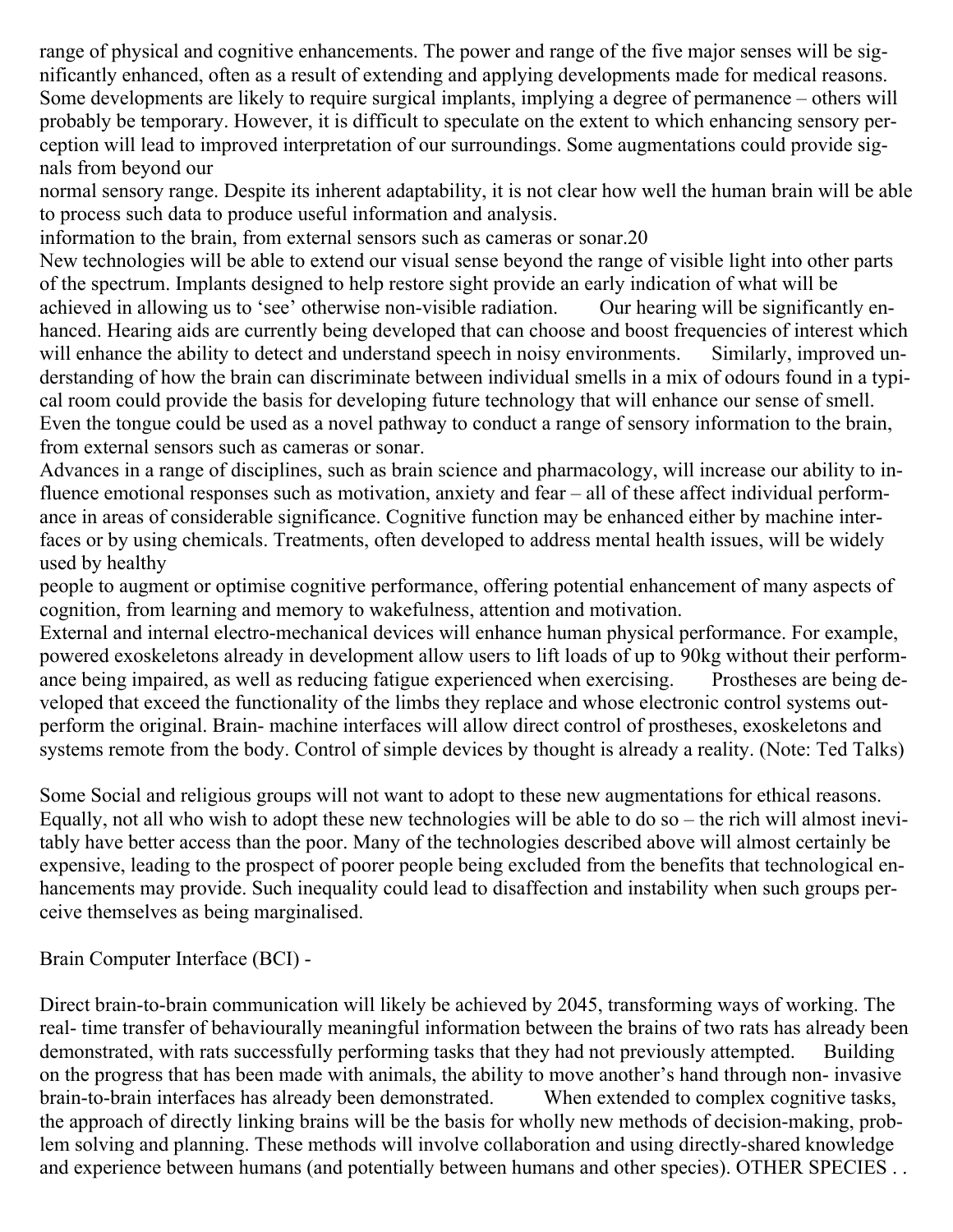range of physical and cognitive enhancements. The power and range of the five major senses will be significantly enhanced, often as a result of extending and applying developments made for medical reasons. Some developments are likely to require surgical implants, implying a degree of permanence – others will probably be temporary. However, it is difficult to speculate on the extent to which enhancing sensory perception will lead to improved interpretation of our surroundings. Some augmentations could provide signals from beyond our

normal sensory range. Despite its inherent adaptability, it is not clear how well the human brain will be able to process such data to produce useful information and analysis.

information to the brain, from external sensors such as cameras or sonar.20

New technologies will be able to extend our visual sense beyond the range of visible light into other parts of the spectrum. Implants designed to help restore sight provide an early indication of what will be achieved in allowing us to 'see' otherwise non-visible radiation. Our hearing will be significantly enhanced. Hearing aids are currently being developed that can choose and boost frequencies of interest which will enhance the ability to detect and understand speech in noisy environments. Similarly, improved understanding of how the brain can discriminate between individual smells in a mix of odours found in a typical room could provide the basis for developing future technology that will enhance our sense of smell. Even the tongue could be used as a novel pathway to conduct a range of sensory information to the brain, from external sensors such as cameras or sonar.

Advances in a range of disciplines, such as brain science and pharmacology, will increase our ability to influence emotional responses such as motivation, anxiety and fear – all of these affect individual performance in areas of considerable significance. Cognitive function may be enhanced either by machine interfaces or by using chemicals. Treatments, often developed to address mental health issues, will be widely used by healthy

people to augment or optimise cognitive performance, offering potential enhancement of many aspects of cognition, from learning and memory to wakefulness, attention and motivation.

External and internal electro-mechanical devices will enhance human physical performance. For example, powered exoskeletons already in development allow users to lift loads of up to 90kg without their performance being impaired, as well as reducing fatigue experienced when exercising. Prostheses are being developed that exceed the functionality of the limbs they replace and whose electronic control systems outperform the original. Brain- machine interfaces will allow direct control of prostheses, exoskeletons and systems remote from the body. Control of simple devices by thought is already a reality. (Note: Ted Talks)

Some Social and religious groups will not want to adopt to these new augmentations for ethical reasons. Equally, not all who wish to adopt these new technologies will be able to do so – the rich will almost inevitably have better access than the poor. Many of the technologies described above will almost certainly be expensive, leading to the prospect of poorer people being excluded from the benefits that technological enhancements may provide. Such inequality could lead to disaffection and instability when such groups perceive themselves as being marginalised.

Brain Computer Interface (BCI) -

Direct brain-to-brain communication will likely be achieved by 2045, transforming ways of working. The real- time transfer of behaviourally meaningful information between the brains of two rats has already been demonstrated, with rats successfully performing tasks that they had not previously attempted. Building on the progress that has been made with animals, the ability to move another's hand through non- invasive brain-to-brain interfaces has already been demonstrated. When extended to complex cognitive tasks, the approach of directly linking brains will be the basis for wholly new methods of decision-making, problem solving and planning. These methods will involve collaboration and using directly-shared knowledge and experience between humans (and potentially between humans and other species). OTHER SPECIES . .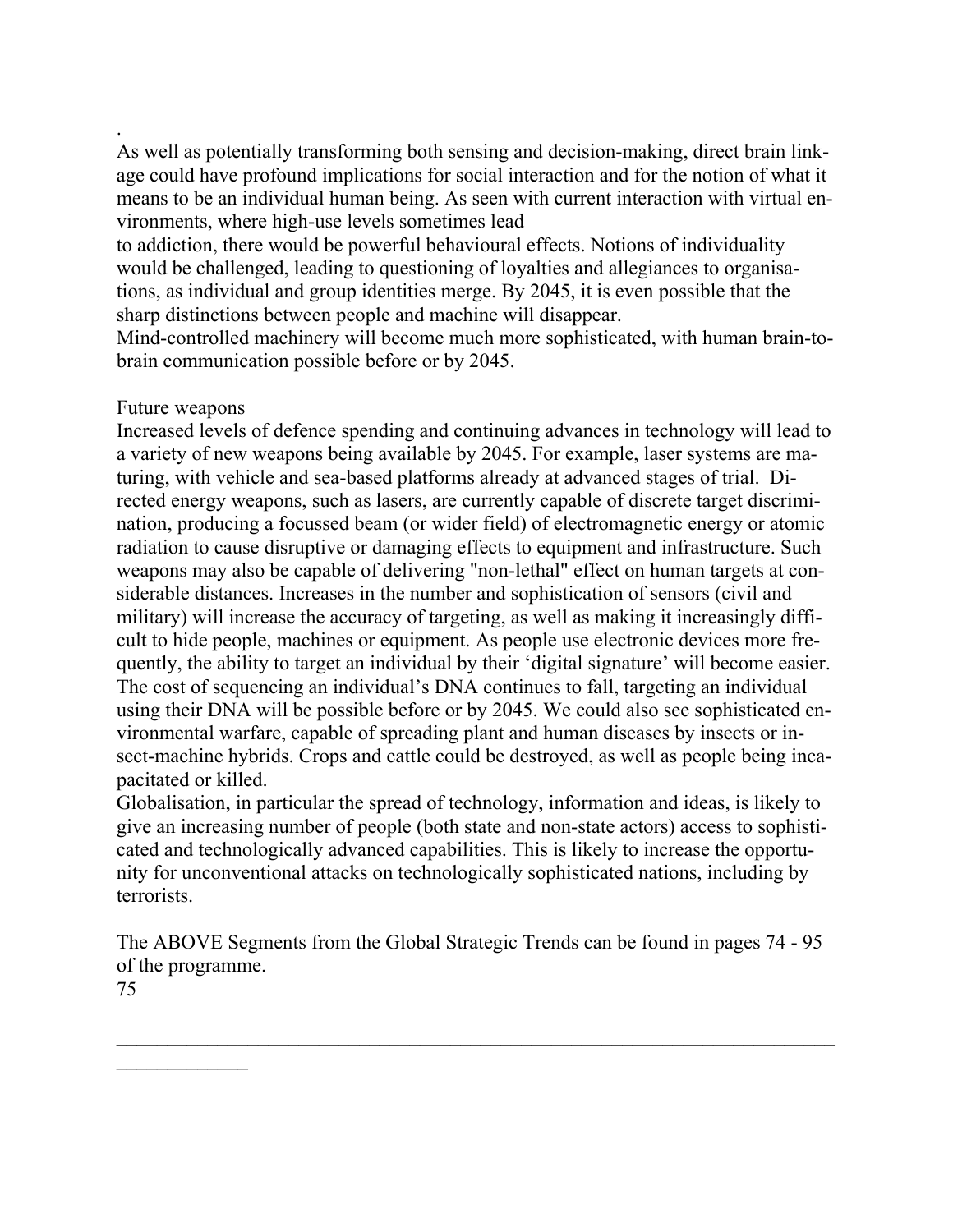.
As well as potentially transforming both sensing and decision-making, direct brain linkage could have profound implications for social interaction and for the notion of what it means to be an individual human being. As seen with current interaction with virtual environments, where high-use levels sometimes lead
to addiction, there would be powerful behavioural effects. Notions of individuality would be challenged, leading to questioning of loyalties and allegiances to organisations, as individual and group identities merge. By 2045, it is even possible that the sharp distinctions between people and machine will disappear.
Mind-controlled machinery will become much more sophisticated, with human brain-to-brain communication possible before or by 2045.

## Future weapons

Increased levels of defence spending and continuing advances in technology will lead to a variety of new weapons being available by 2045. For example, laser systems are maturing, with vehicle and sea-based platforms already at advanced stages of trial. Directed energy weapons, such as lasers, are currently capable of discrete target discrimination, producing a focussed beam (or wider field) of electromagnetic energy or atomic radiation to cause disruptive or damaging effects to equipment and infrastructure. Such weapons may also be capable of delivering "non-lethal" effect on human targets at considerable distances. Increases in the number and sophistication of sensors (civil and military) will increase the accuracy of targeting, as well as making it increasingly difficult to hide people, machines or equipment. As people use electronic devices more frequently, the ability to target an individual by their 'digital signature' will become easier. The cost of sequencing an individual's DNA continues to fall, targeting an individual using their DNA will be possible before or by 2045. We could also see sophisticated environmental warfare, capable of spreading plant and human diseases by insects or insect-machine hybrids. Crops and cattle could be destroyed, as well as people being incapacitated or killed.
Globalisation, in particular the spread of technology, information and ideas, is likely to give an increasing number of people (both state and non-state actors) access to sophisticated and technologically advanced capabilities. This is likely to increase the opportunity for unconventional attacks on technologically sophisticated nations, including by terrorists.

The ABOVE Segments from the Global Strategic Trends can be found in pages 74 - 95 of the programme.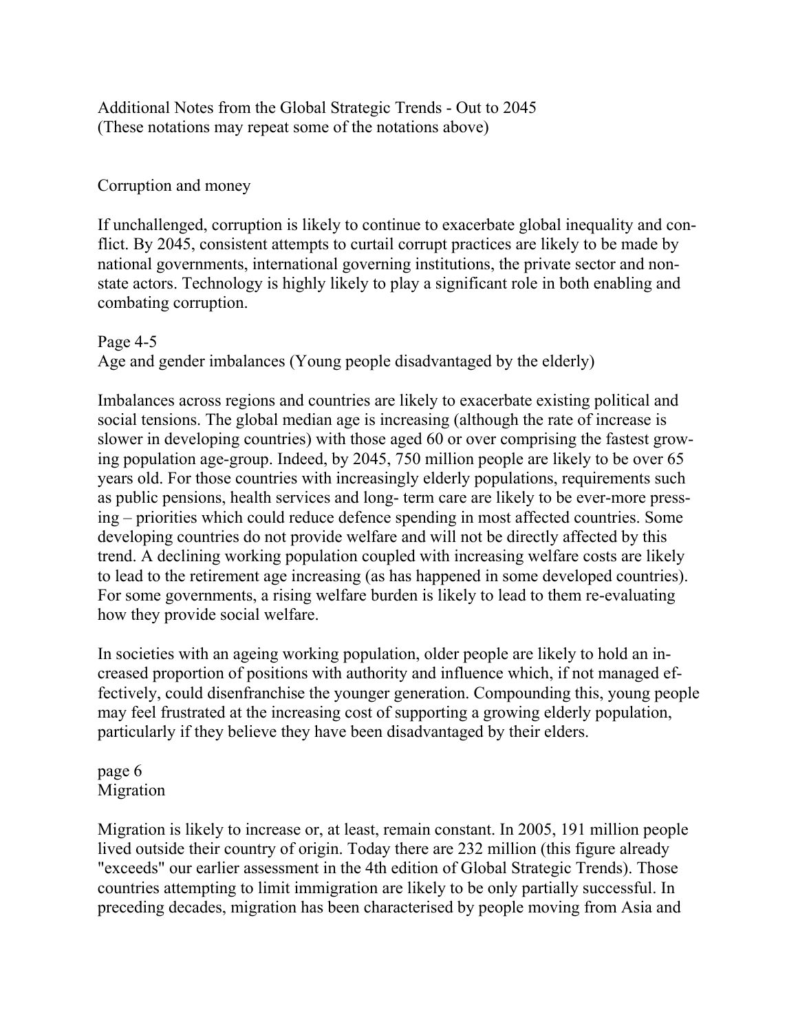Additional Notes from the Global Strategic Trends - Out to 2045
(These notations may repeat some of the notations above)

Corruption and money

If unchallenged, corruption is likely to continue to exacerbate global inequality and conflict. By 2045, consistent attempts to curtail corrupt practices are likely to be made by national governments, international governing institutions, the private sector and non-state actors. Technology is highly likely to play a significant role in both enabling and combating corruption.

Page 4-5
Age and gender imbalances (Young people disadvantaged by the elderly)

Imbalances across regions and countries are likely to exacerbate existing political and social tensions. The global median age is increasing (although the rate of increase is slower in developing countries) with those aged 60 or over comprising the fastest growing population age-group. Indeed, by 2045, 750 million people are likely to be over 65 years old. For those countries with increasingly elderly populations, requirements such as public pensions, health services and long- term care are likely to be ever-more pressing – priorities which could reduce defence spending in most affected countries. Some developing countries do not provide welfare and will not be directly affected by this trend. A declining working population coupled with increasing welfare costs are likely to lead to the retirement age increasing (as has happened in some developed countries). For some governments, a rising welfare burden is likely to lead to them re-evaluating how they provide social welfare.

In societies with an ageing working population, older people are likely to hold an increased proportion of positions with authority and influence which, if not managed effectively, could disenfranchise the younger generation. Compounding this, young people may feel frustrated at the increasing cost of supporting a growing elderly population, particularly if they believe they have been disadvantaged by their elders.

page 6
Migration

Migration is likely to increase or, at least, remain constant. In 2005, 191 million people lived outside their country of origin. Today there are 232 million (this figure already "exceeds" our earlier assessment in the 4th edition of Global Strategic Trends). Those countries attempting to limit immigration are likely to be only partially successful. In preceding decades, migration has been characterised by people moving from Asia and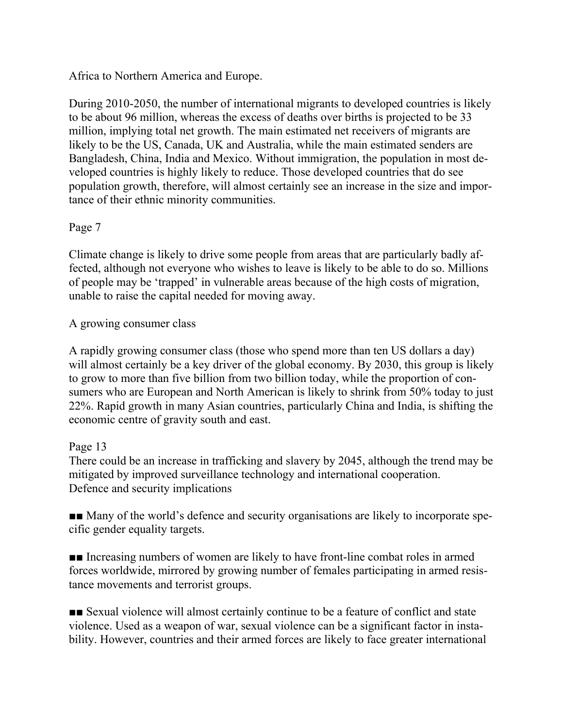Africa to Northern America and Europe.

During 2010-2050, the number of international migrants to developed countries is likely to be about 96 million, whereas the excess of deaths over births is projected to be 33 million, implying total net growth. The main estimated net receivers of migrants are likely to be the US, Canada, UK and Australia, while the main estimated senders are Bangladesh, China, India and Mexico. Without immigration, the population in most developed countries is highly likely to reduce. Those developed countries that do see population growth, therefore, will almost certainly see an increase in the size and importance of their ethnic minority communities.

Page 7

Climate change is likely to drive some people from areas that are particularly badly affected, although not everyone who wishes to leave is likely to be able to do so. Millions of people may be 'trapped' in vulnerable areas because of the high costs of migration, unable to raise the capital needed for moving away.

A growing consumer class

A rapidly growing consumer class (those who spend more than ten US dollars a day) will almost certainly be a key driver of the global economy. By 2030, this group is likely to grow to more than five billion from two billion today, while the proportion of consumers who are European and North American is likely to shrink from 50% today to just 22%. Rapid growth in many Asian countries, particularly China and India, is shifting the economic centre of gravity south and east.

Page 13

There could be an increase in trafficking and slavery by 2045, although the trend may be mitigated by improved surveillance technology and international cooperation.

Defence and security implications

■■ Many of the world's defence and security organisations are likely to incorporate specific gender equality targets.

■■ Increasing numbers of women are likely to have front-line combat roles in armed forces worldwide, mirrored by growing number of females participating in armed resistance movements and terrorist groups.

■■ Sexual violence will almost certainly continue to be a feature of conflict and state violence. Used as a weapon of war, sexual violence can be a significant factor in instability. However, countries and their armed forces are likely to face greater international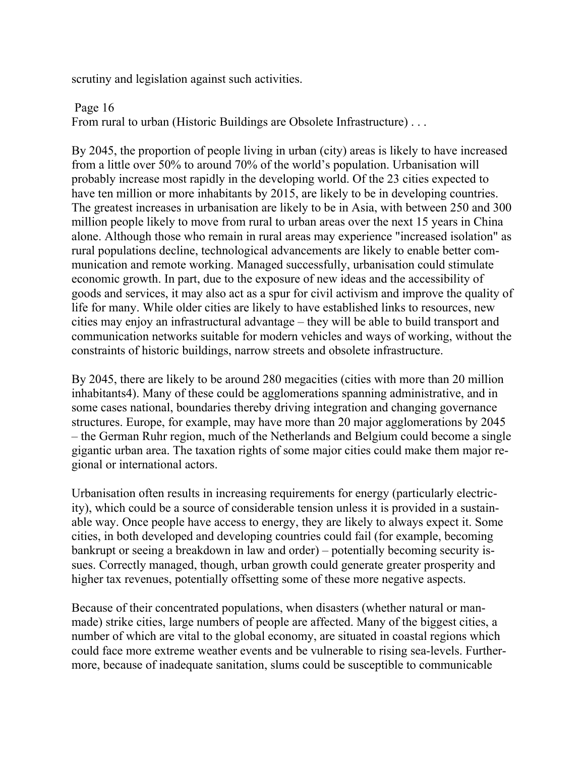scrutiny and legislation against such activities.

Page 16

From rural to urban (Historic Buildings are Obsolete Infrastructure) . . .

By 2045, the proportion of people living in urban (city) areas is likely to have increased from a little over 50% to around 70% of the world's population. Urbanisation will probably increase most rapidly in the developing world. Of the 23 cities expected to have ten million or more inhabitants by 2015, are likely to be in developing countries. The greatest increases in urbanisation are likely to be in Asia, with between 250 and 300 million people likely to move from rural to urban areas over the next 15 years in China alone. Although those who remain in rural areas may experience "increased isolation" as rural populations decline, technological advancements are likely to enable better communication and remote working. Managed successfully, urbanisation could stimulate economic growth. In part, due to the exposure of new ideas and the accessibility of goods and services, it may also act as a spur for civil activism and improve the quality of life for many. While older cities are likely to have established links to resources, new cities may enjoy an infrastructural advantage – they will be able to build transport and communication networks suitable for modern vehicles and ways of working, without the constraints of historic buildings, narrow streets and obsolete infrastructure.

By 2045, there are likely to be around 280 megacities (cities with more than 20 million inhabitants[4]). Many of these could be agglomerations spanning administrative, and in some cases national, boundaries thereby driving integration and changing governance structures. Europe, for example, may have more than 20 major agglomerations by 2045 – the German Ruhr region, much of the Netherlands and Belgium could become a single gigantic urban area. The taxation rights of some major cities could make them major regional or international actors.

Urbanisation often results in increasing requirements for energy (particularly electricity), which could be a source of considerable tension unless it is provided in a sustainable way. Once people have access to energy, they are likely to always expect it. Some cities, in both developed and developing countries could fail (for example, becoming bankrupt or seeing a breakdown in law and order) – potentially becoming security issues. Correctly managed, though, urban growth could generate greater prosperity and higher tax revenues, potentially offsetting some of these more negative aspects.

Because of their concentrated populations, when disasters (whether natural or man-made) strike cities, large numbers of people are affected. Many of the biggest cities, a number of which are vital to the global economy, are situated in coastal regions which could face more extreme weather events and be vulnerable to rising sea-levels. Furthermore, because of inadequate sanitation, slums could be susceptible to communicable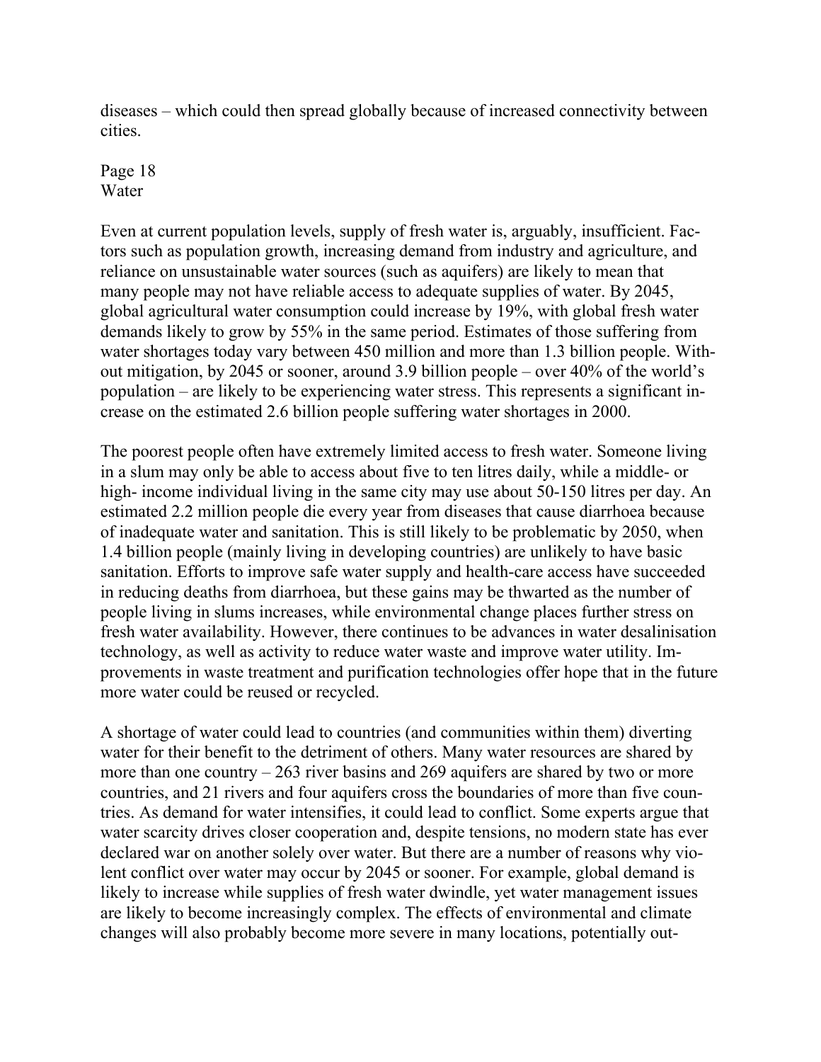diseases – which could then spread globally because of increased connectivity between cities.

## Water

Even at current population levels, supply of fresh water is, arguably, insufficient. Factors such as population growth, increasing demand from industry and agriculture, and reliance on unsustainable water sources (such as aquifers) are likely to mean that many people may not have reliable access to adequate supplies of water. By 2045, global agricultural water consumption could increase by 19%, with global fresh water demands likely to grow by 55% in the same period. Estimates of those suffering from water shortages today vary between 450 million and more than 1.3 billion people. Without mitigation, by 2045 or sooner, around 3.9 billion people – over 40% of the world's population – are likely to be experiencing water stress. This represents a significant increase on the estimated 2.6 billion people suffering water shortages in 2000.

The poorest people often have extremely limited access to fresh water. Someone living in a slum may only be able to access about five to ten litres daily, while a middle- or high- income individual living in the same city may use about 50-150 litres per day. An estimated 2.2 million people die every year from diseases that cause diarrhoea because of inadequate water and sanitation. This is still likely to be problematic by 2050, when 1.4 billion people (mainly living in developing countries) are unlikely to have basic sanitation. Efforts to improve safe water supply and health-care access have succeeded in reducing deaths from diarrhoea, but these gains may be thwarted as the number of people living in slums increases, while environmental change places further stress on fresh water availability. However, there continues to be advances in water desalinisation technology, as well as activity to reduce water waste and improve water utility. Improvements in waste treatment and purification technologies offer hope that in the future more water could be reused or recycled.

A shortage of water could lead to countries (and communities within them) diverting water for their benefit to the detriment of others. Many water resources are shared by more than one country – 263 river basins and 269 aquifers are shared by two or more countries, and 21 rivers and four aquifers cross the boundaries of more than five countries. As demand for water intensifies, it could lead to conflict. Some experts argue that water scarcity drives closer cooperation and, despite tensions, no modern state has ever declared war on another solely over water. But there are a number of reasons why violent conflict over water may occur by 2045 or sooner. For example, global demand is likely to increase while supplies of fresh water dwindle, yet water management issues are likely to become increasingly complex. The effects of environmental and climate changes will also probably become more severe in many locations, potentially out-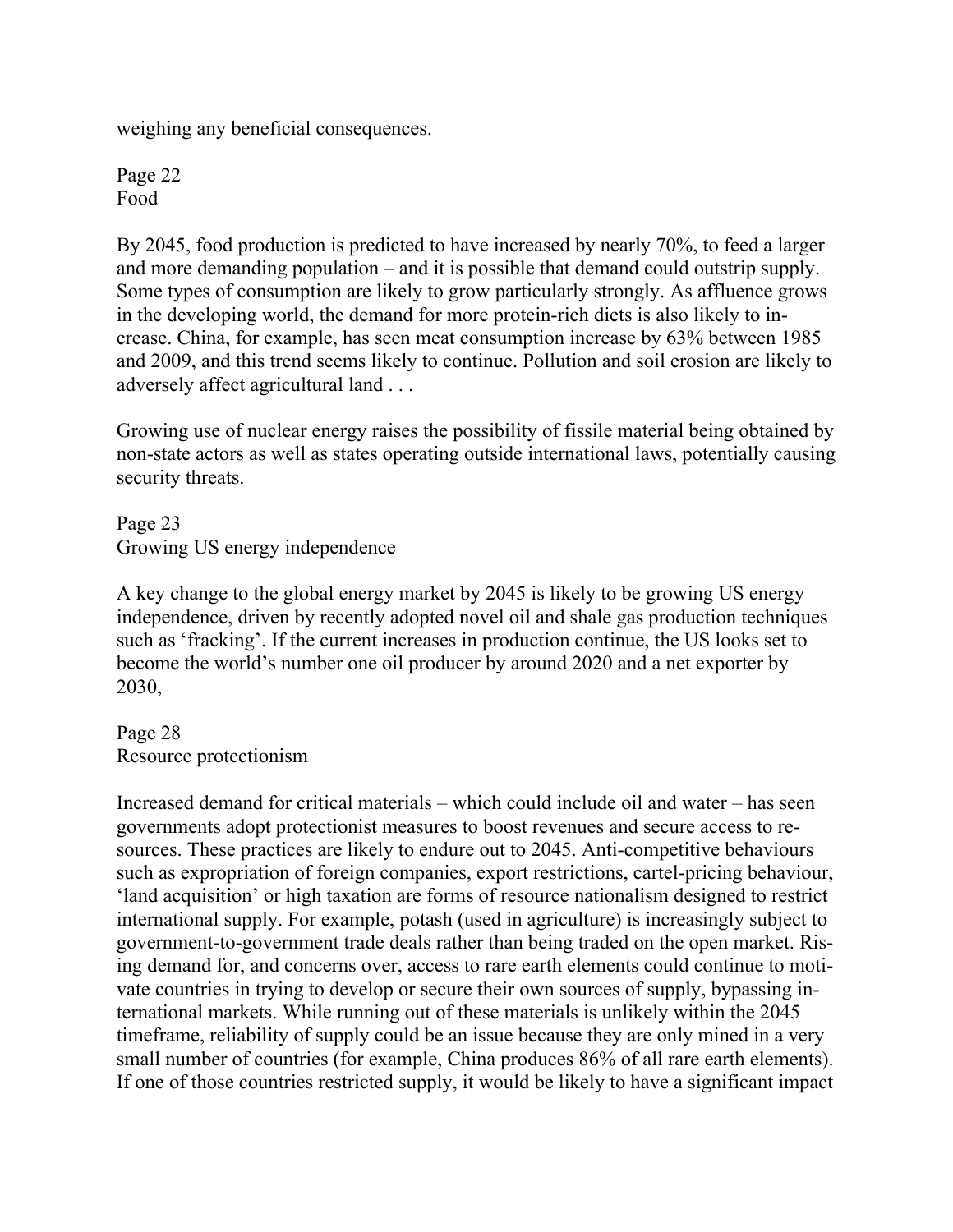weighing any beneficial consequences.

Page 22
Food

By 2045, food production is predicted to have increased by nearly 70%, to feed a larger and more demanding population – and it is possible that demand could outstrip supply. Some types of consumption are likely to grow particularly strongly. As affluence grows in the developing world, the demand for more protein-rich diets is also likely to increase. China, for example, has seen meat consumption increase by 63% between 1985 and 2009, and this trend seems likely to continue. Pollution and soil erosion are likely to adversely affect agricultural land . . .

Growing use of nuclear energy raises the possibility of fissile material being obtained by non-state actors as well as states operating outside international laws, potentially causing security threats.

Page 23
Growing US energy independence

A key change to the global energy market by 2045 is likely to be growing US energy independence, driven by recently adopted novel oil and shale gas production techniques such as 'fracking'. If the current increases in production continue, the US looks set to become the world's number one oil producer by around 2020 and a net exporter by 2030,

Page 28
Resource protectionism

Increased demand for critical materials – which could include oil and water – has seen governments adopt protectionist measures to boost revenues and secure access to resources. These practices are likely to endure out to 2045. Anti-competitive behaviours such as expropriation of foreign companies, export restrictions, cartel-pricing behaviour, 'land acquisition' or high taxation are forms of resource nationalism designed to restrict international supply. For example, potash (used in agriculture) is increasingly subject to government-to-government trade deals rather than being traded on the open market. Rising demand for, and concerns over, access to rare earth elements could continue to motivate countries in trying to develop or secure their own sources of supply, bypassing international markets. While running out of these materials is unlikely within the 2045 timeframe, reliability of supply could be an issue because they are only mined in a very small number of countries (for example, China produces 86% of all rare earth elements). If one of those countries restricted supply, it would be likely to have a significant impact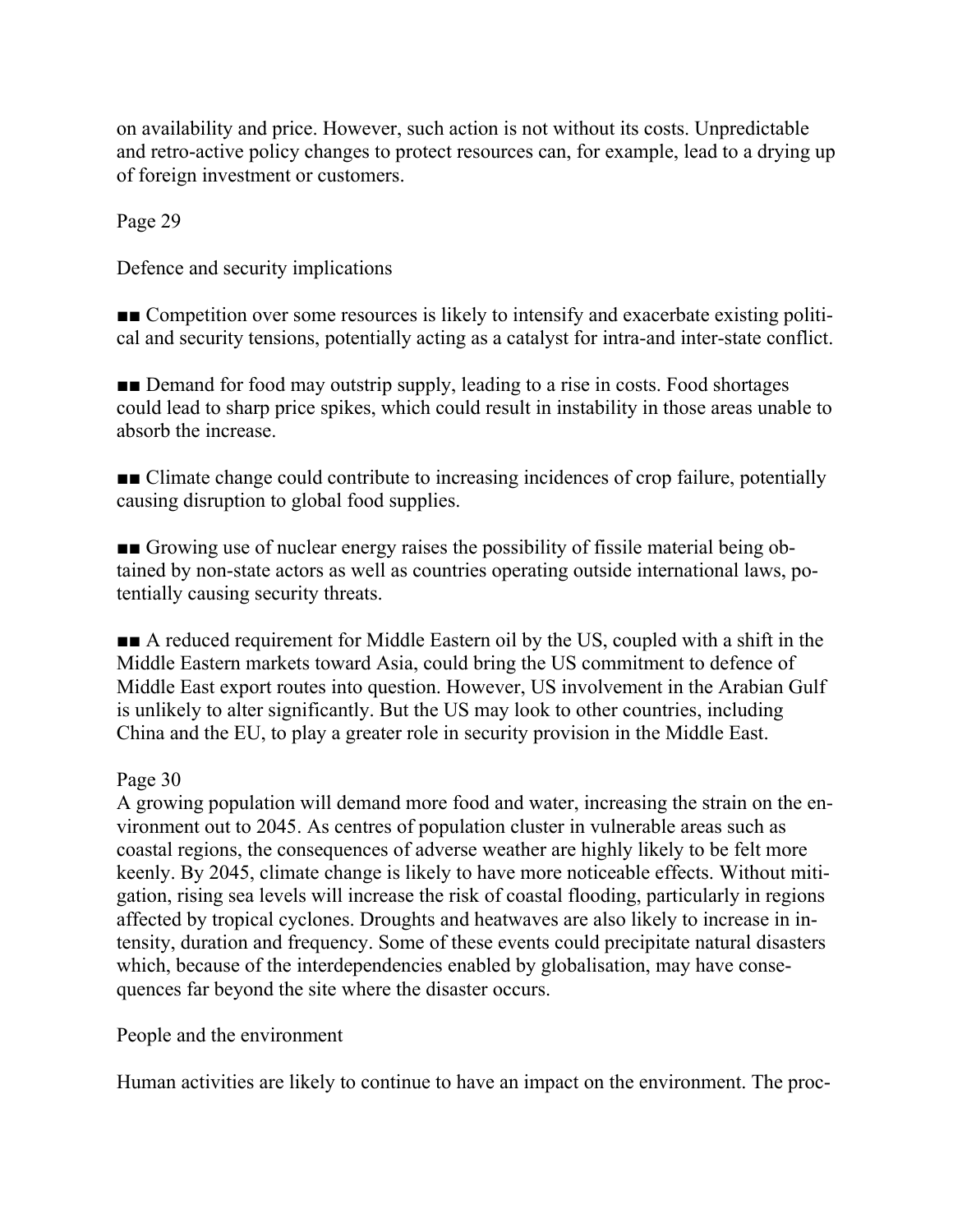on availability and price. However, such action is not without its costs. Unpredictable and retro-active policy changes to protect resources can, for example, lead to a drying up of foreign investment or customers.

Page 29

## Defence and security implications

- Competition over some resources is likely to intensify and exacerbate existing political and security tensions, potentially acting as a catalyst for intra-and inter-state conflict.

- Demand for food may outstrip supply, leading to a rise in costs. Food shortages could lead to sharp price spikes, which could result in instability in those areas unable to absorb the increase.

- Climate change could contribute to increasing incidences of crop failure, potentially causing disruption to global food supplies.

- Growing use of nuclear energy raises the possibility of fissile material being obtained by non-state actors as well as countries operating outside international laws, potentially causing security threats.

- A reduced requirement for Middle Eastern oil by the US, coupled with a shift in the Middle Eastern markets toward Asia, could bring the US commitment to defence of Middle East export routes into question. However, US involvement in the Arabian Gulf is unlikely to alter significantly. But the US may look to other countries, including China and the EU, to play a greater role in security provision in the Middle East.

Page 30

A growing population will demand more food and water, increasing the strain on the environment out to 2045. As centres of population cluster in vulnerable areas such as coastal regions, the consequences of adverse weather are highly likely to be felt more keenly. By 2045, climate change is likely to have more noticeable effects. Without mitigation, rising sea levels will increase the risk of coastal flooding, particularly in regions affected by tropical cyclones. Droughts and heatwaves are also likely to increase in intensity, duration and frequency. Some of these events could precipitate natural disasters which, because of the interdependencies enabled by globalisation, may have consequences far beyond the site where the disaster occurs.

## People and the environment

Human activities are likely to continue to have an impact on the environment. The proc-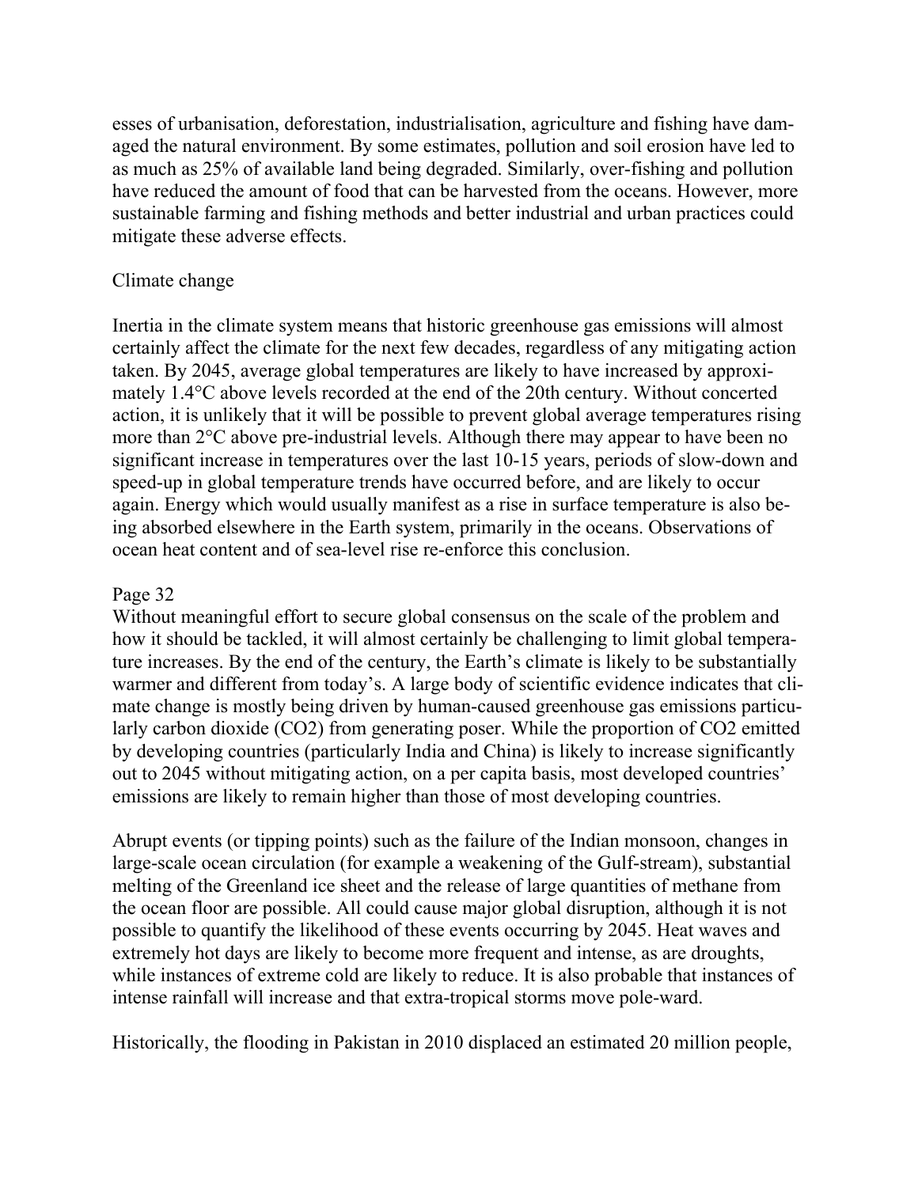esses of urbanisation, deforestation, industrialisation, agriculture and fishing have damaged the natural environment. By some estimates, pollution and soil erosion have led to as much as 25% of available land being degraded. Similarly, over-fishing and pollution have reduced the amount of food that can be harvested from the oceans. However, more sustainable farming and fishing methods and better industrial and urban practices could mitigate these adverse effects.

## Climate change

Inertia in the climate system means that historic greenhouse gas emissions will almost certainly affect the climate for the next few decades, regardless of any mitigating action taken. By 2045, average global temperatures are likely to have increased by approximately 1.4°C above levels recorded at the end of the 20th century. Without concerted action, it is unlikely that it will be possible to prevent global average temperatures rising more than 2°C above pre-industrial levels. Although there may appear to have been no significant increase in temperatures over the last 10-15 years, periods of slow-down and speed-up in global temperature trends have occurred before, and are likely to occur again. Energy which would usually manifest as a rise in surface temperature is also being absorbed elsewhere in the Earth system, primarily in the oceans. Observations of ocean heat content and of sea-level rise re-enforce this conclusion.

Page 32

Without meaningful effort to secure global consensus on the scale of the problem and how it should be tackled, it will almost certainly be challenging to limit global temperature increases. By the end of the century, the Earth's climate is likely to be substantially warmer and different from today's. A large body of scientific evidence indicates that climate change is mostly being driven by human-caused greenhouse gas emissions particularly carbon dioxide ($CO_2$) from generating poser. While the proportion of $CO_2$ emitted by developing countries (particularly India and China) is likely to increase significantly out to 2045 without mitigating action, on a per capita basis, most developed countries' emissions are likely to remain higher than those of most developing countries.

Abrupt events (or tipping points) such as the failure of the Indian monsoon, changes in large-scale ocean circulation (for example a weakening of the Gulf-stream), substantial melting of the Greenland ice sheet and the release of large quantities of methane from the ocean floor are possible. All could cause major global disruption, although it is not possible to quantify the likelihood of these events occurring by 2045. Heat waves and extremely hot days are likely to become more frequent and intense, as are droughts, while instances of extreme cold are likely to reduce. It is also probable that instances of intense rainfall will increase and that extra-tropical storms move pole-ward.

Historically, the flooding in Pakistan in 2010 displaced an estimated 20 million people,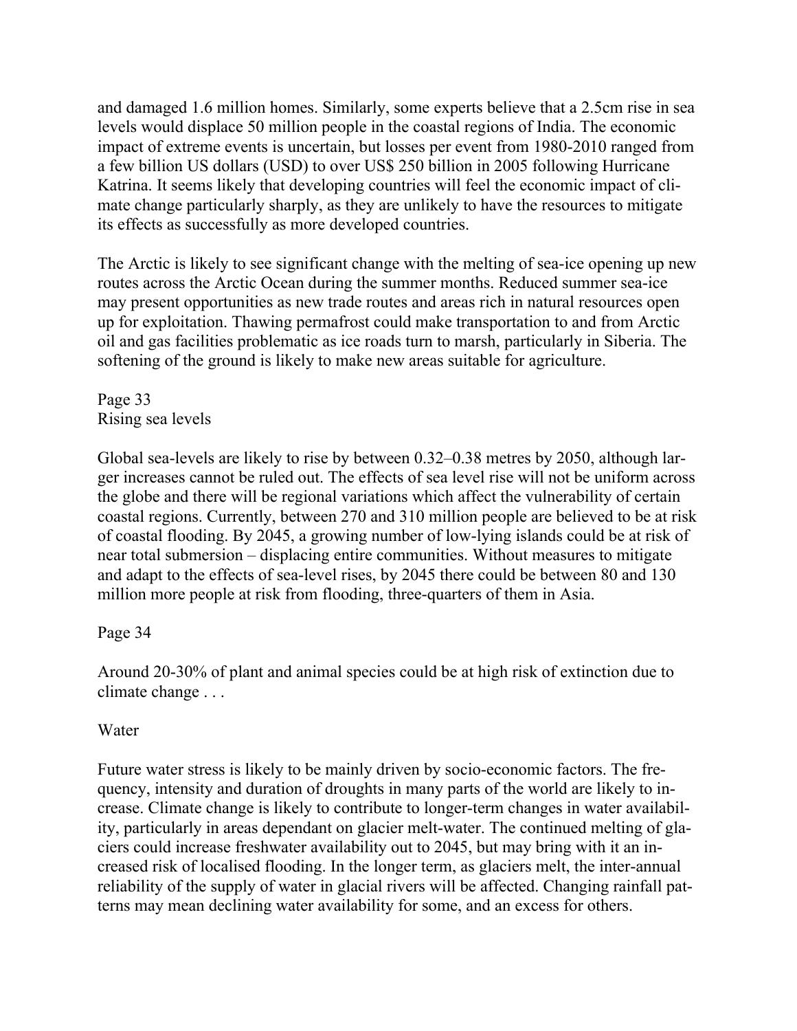and damaged 1.6 million homes. Similarly, some experts believe that a 2.5cm rise in sea levels would displace 50 million people in the coastal regions of India. The economic impact of extreme events is uncertain, but losses per event from 1980-2010 ranged from a few billion US dollars (USD) to over US$ 250 billion in 2005 following Hurricane Katrina. It seems likely that developing countries will feel the economic impact of climate change particularly sharply, as they are unlikely to have the resources to mitigate its effects as successfully as more developed countries.

The Arctic is likely to see significant change with the melting of sea-ice opening up new routes across the Arctic Ocean during the summer months. Reduced summer sea-ice may present opportunities as new trade routes and areas rich in natural resources open up for exploitation. Thawing permafrost could make transportation to and from Arctic oil and gas facilities problematic as ice roads turn to marsh, particularly in Siberia. The softening of the ground is likely to make new areas suitable for agriculture.

Page 33
Rising sea levels

Global sea-levels are likely to rise by between 0.32–0.38 metres by 2050, although larger increases cannot be ruled out. The effects of sea level rise will not be uniform across the globe and there will be regional variations which affect the vulnerability of certain coastal regions. Currently, between 270 and 310 million people are believed to be at risk of coastal flooding. By 2045, a growing number of low-lying islands could be at risk of near total submersion – displacing entire communities. Without measures to mitigate and adapt to the effects of sea-level rises, by 2045 there could be between 80 and 130 million more people at risk from flooding, three-quarters of them in Asia.

Page 34

Around 20-30% of plant and animal species could be at high risk of extinction due to climate change . . .

Water

Future water stress is likely to be mainly driven by socio-economic factors. The frequency, intensity and duration of droughts in many parts of the world are likely to increase. Climate change is likely to contribute to longer-term changes in water availability, particularly in areas dependant on glacier melt-water. The continued melting of glaciers could increase freshwater availability out to 2045, but may bring with it an increased risk of localised flooding. In the longer term, as glaciers melt, the inter-annual reliability of the supply of water in glacial rivers will be affected. Changing rainfall patterns may mean declining water availability for some, and an excess for others.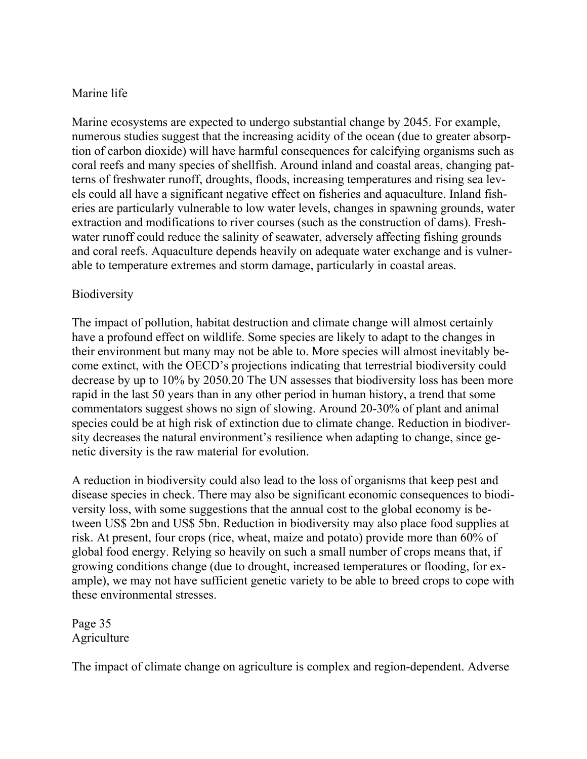## Marine life

Marine ecosystems are expected to undergo substantial change by 2045. For example, numerous studies suggest that the increasing acidity of the ocean (due to greater absorption of carbon dioxide) will have harmful consequences for calcifying organisms such as coral reefs and many species of shellfish. Around inland and coastal areas, changing patterns of freshwater runoff, droughts, floods, increasing temperatures and rising sea levels could all have a significant negative effect on fisheries and aquaculture. Inland fisheries are particularly vulnerable to low water levels, changes in spawning grounds, water extraction and modifications to river courses (such as the construction of dams). Freshwater runoff could reduce the salinity of seawater, adversely affecting fishing grounds and coral reefs. Aquaculture depends heavily on adequate water exchange and is vulnerable to temperature extremes and storm damage, particularly in coastal areas.

## Biodiversity

The impact of pollution, habitat destruction and climate change will almost certainly have a profound effect on wildlife. Some species are likely to adapt to the changes in their environment but many may not be able to. More species will almost inevitably become extinct, with the OECD's projections indicating that terrestrial biodiversity could decrease by up to 10% by 2050.[20] The UN assesses that biodiversity loss has been more rapid in the last 50 years than in any other period in human history, a trend that some commentators suggest shows no sign of slowing. Around 20-30% of plant and animal species could be at high risk of extinction due to climate change. Reduction in biodiversity decreases the natural environment's resilience when adapting to change, since genetic diversity is the raw material for evolution.

A reduction in biodiversity could also lead to the loss of organisms that keep pest and disease species in check. There may also be significant economic consequences to biodiversity loss, with some suggestions that the annual cost to the global economy is between US$ 2bn and US$ 5bn. Reduction in biodiversity may also place food supplies at risk. At present, four crops (rice, wheat, maize and potato) provide more than 60% of global food energy. Relying so heavily on such a small number of crops means that, if growing conditions change (due to drought, increased temperatures or flooding, for example), we may not have sufficient genetic variety to be able to breed crops to cope with these environmental stresses.

## Agriculture

The impact of climate change on agriculture is complex and region-dependent. Adverse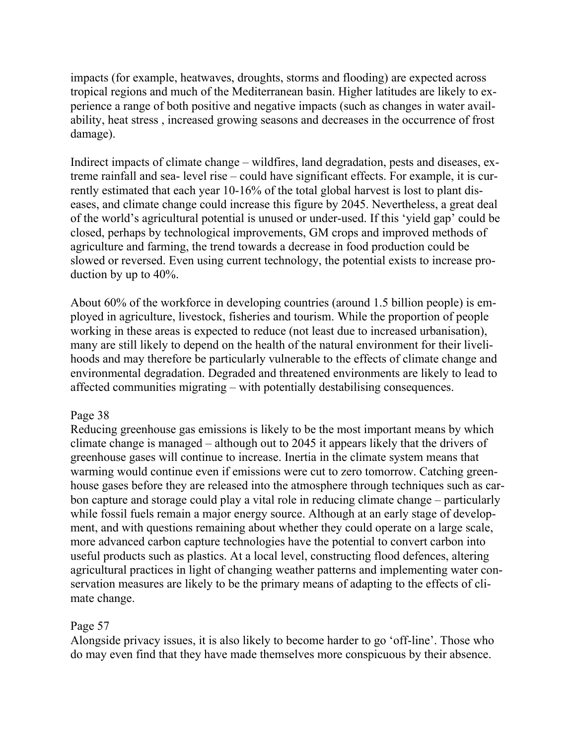impacts (for example, heatwaves, droughts, storms and flooding) are expected across tropical regions and much of the Mediterranean basin. Higher latitudes are likely to experience a range of both positive and negative impacts (such as changes in water availability, heat stress , increased growing seasons and decreases in the occurrence of frost damage).

Indirect impacts of climate change – wildfires, land degradation, pests and diseases, extreme rainfall and sea- level rise – could have significant effects. For example, it is currently estimated that each year 10-16% of the total global harvest is lost to plant diseases, and climate change could increase this figure by 2045. Nevertheless, a great deal of the world's agricultural potential is unused or under-used. If this 'yield gap' could be closed, perhaps by technological improvements, GM crops and improved methods of agriculture and farming, the trend towards a decrease in food production could be slowed or reversed. Even using current technology, the potential exists to increase production by up to 40%.

About 60% of the workforce in developing countries (around 1.5 billion people) is employed in agriculture, livestock, fisheries and tourism. While the proportion of people working in these areas is expected to reduce (not least due to increased urbanisation), many are still likely to depend on the health of the natural environment for their livelihoods and may therefore be particularly vulnerable to the effects of climate change and environmental degradation. Degraded and threatened environments are likely to lead to affected communities migrating – with potentially destabilising consequences.

Page 38
Reducing greenhouse gas emissions is likely to be the most important means by which climate change is managed – although out to 2045 it appears likely that the drivers of greenhouse gases will continue to increase. Inertia in the climate system means that warming would continue even if emissions were cut to zero tomorrow. Catching greenhouse gases before they are released into the atmosphere through techniques such as carbon capture and storage could play a vital role in reducing climate change – particularly while fossil fuels remain a major energy source. Although at an early stage of development, and with questions remaining about whether they could operate on a large scale, more advanced carbon capture technologies have the potential to convert carbon into useful products such as plastics. At a local level, constructing flood defences, altering agricultural practices in light of changing weather patterns and implementing water conservation measures are likely to be the primary means of adapting to the effects of climate change.

Page 57
Alongside privacy issues, it is also likely to become harder to go 'off-line'. Those who do may even find that they have made themselves more conspicuous by their absence.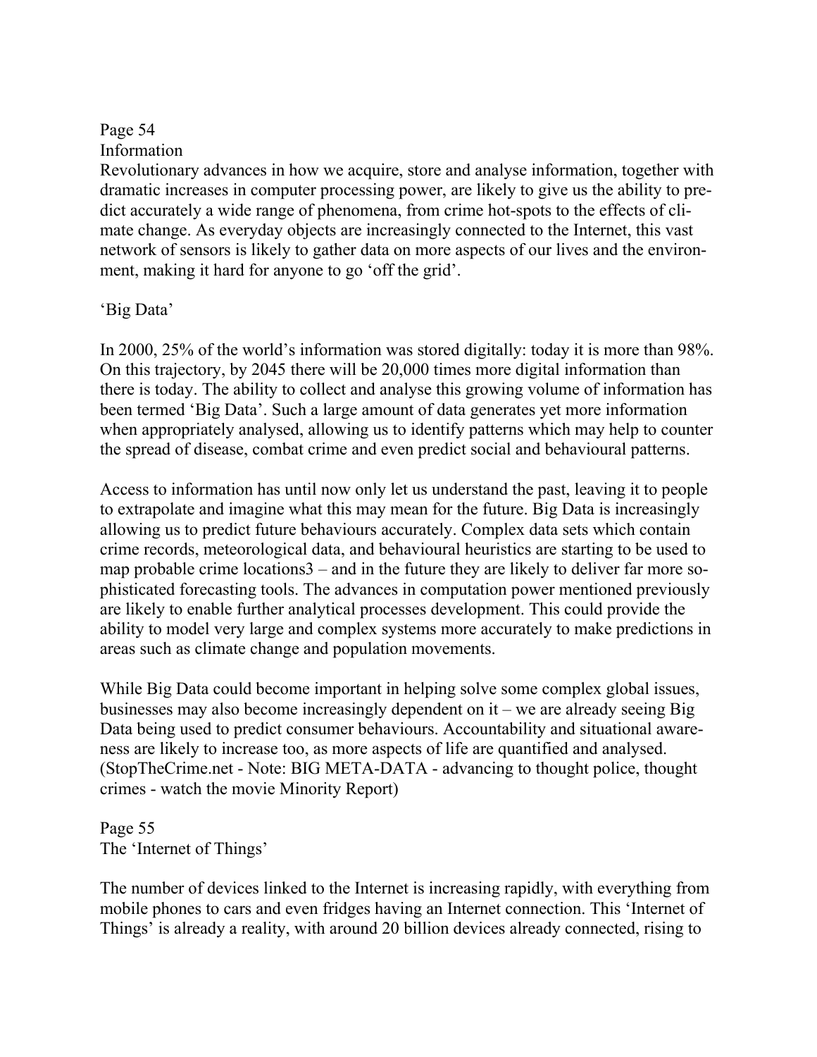Page 54

## Information

Revolutionary advances in how we acquire, store and analyse information, together with dramatic increases in computer processing power, are likely to give us the ability to predict accurately a wide range of phenomena, from crime hot-spots to the effects of climate change. As everyday objects are increasingly connected to the Internet, this vast network of sensors is likely to gather data on more aspects of our lives and the environment, making it hard for anyone to go 'off the grid'.

### 'Big Data'

In 2000, 25% of the world's information was stored digitally: today it is more than 98%. On this trajectory, by 2045 there will be 20,000 times more digital information than there is today. The ability to collect and analyse this growing volume of information has been termed 'Big Data'. Such a large amount of data generates yet more information when appropriately analysed, allowing us to identify patterns which may help to counter the spread of disease, combat crime and even predict social and behavioural patterns.

Access to information has until now only let us understand the past, leaving it to people to extrapolate and imagine what this may mean for the future. Big Data is increasingly allowing us to predict future behaviours accurately. Complex data sets which contain crime records, meteorological data, and behavioural heuristics are starting to be used to map probable crime locations[3] – and in the future they are likely to deliver far more sophisticated forecasting tools. The advances in computation power mentioned previously are likely to enable further analytical processes development. This could provide the ability to model very large and complex systems more accurately to make predictions in areas such as climate change and population movements.

While Big Data could become important in helping solve some complex global issues, businesses may also become increasingly dependent on it – we are already seeing Big Data being used to predict consumer behaviours. Accountability and situational awareness are likely to increase too, as more aspects of life are quantified and analysed. (StopTheCrime.net - Note: BIG META-DATA - advancing to thought police, thought crimes - watch the movie Minority Report)

Page 55

### The 'Internet of Things'

The number of devices linked to the Internet is increasing rapidly, with everything from mobile phones to cars and even fridges having an Internet connection. This 'Internet of Things' is already a reality, with around 20 billion devices already connected, rising to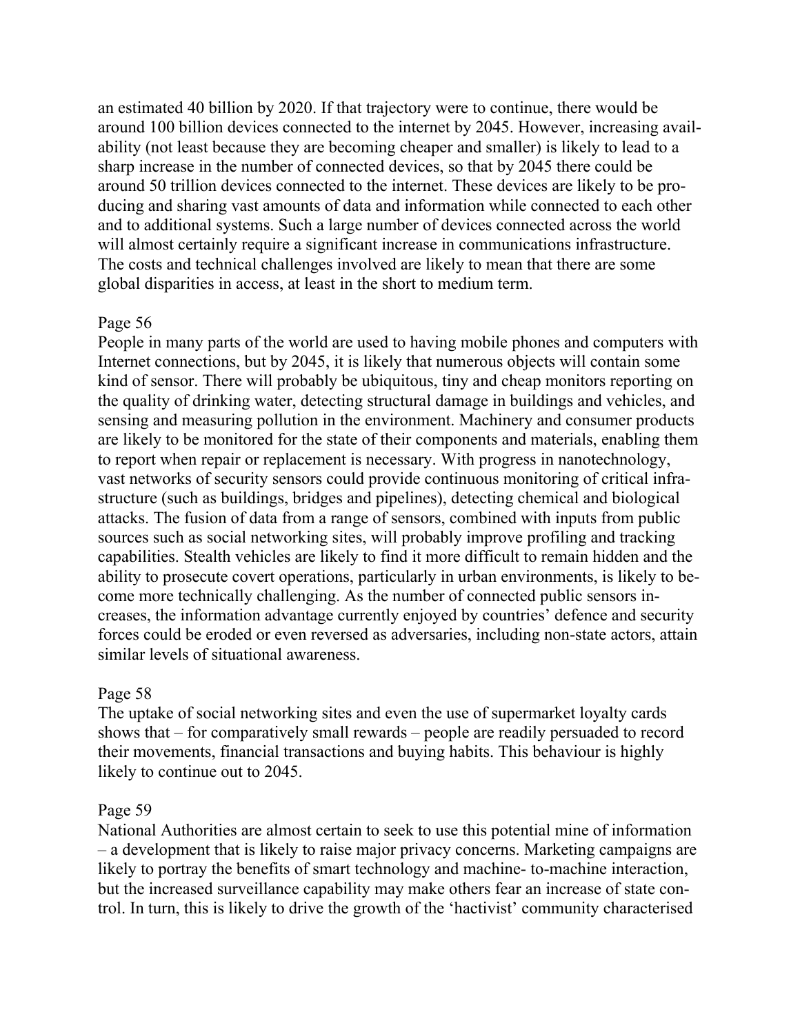an estimated 40 billion by 2020. If that trajectory were to continue, there would be around 100 billion devices connected to the internet by 2045. However, increasing availability (not least because they are becoming cheaper and smaller) is likely to lead to a sharp increase in the number of connected devices, so that by 2045 there could be around 50 trillion devices connected to the internet. These devices are likely to be producing and sharing vast amounts of data and information while connected to each other and to additional systems. Such a large number of devices connected across the world will almost certainly require a significant increase in communications infrastructure. The costs and technical challenges involved are likely to mean that there are some global disparities in access, at least in the short to medium term.

Page 56

People in many parts of the world are used to having mobile phones and computers with Internet connections, but by 2045, it is likely that numerous objects will contain some kind of sensor. There will probably be ubiquitous, tiny and cheap monitors reporting on the quality of drinking water, detecting structural damage in buildings and vehicles, and sensing and measuring pollution in the environment. Machinery and consumer products are likely to be monitored for the state of their components and materials, enabling them to report when repair or replacement is necessary. With progress in nanotechnology, vast networks of security sensors could provide continuous monitoring of critical infrastructure (such as buildings, bridges and pipelines), detecting chemical and biological attacks. The fusion of data from a range of sensors, combined with inputs from public sources such as social networking sites, will probably improve profiling and tracking capabilities. Stealth vehicles are likely to find it more difficult to remain hidden and the ability to prosecute covert operations, particularly in urban environments, is likely to become more technically challenging. As the number of connected public sensors increases, the information advantage currently enjoyed by countries' defence and security forces could be eroded or even reversed as adversaries, including non-state actors, attain similar levels of situational awareness.

Page 58

The uptake of social networking sites and even the use of supermarket loyalty cards shows that – for comparatively small rewards – people are readily persuaded to record their movements, financial transactions and buying habits. This behaviour is highly likely to continue out to 2045.

Page 59

National Authorities are almost certain to seek to use this potential mine of information – a development that is likely to raise major privacy concerns. Marketing campaigns are likely to portray the benefits of smart technology and machine- to-machine interaction, but the increased surveillance capability may make others fear an increase of state control. In turn, this is likely to drive the growth of the 'hactivist' community characterised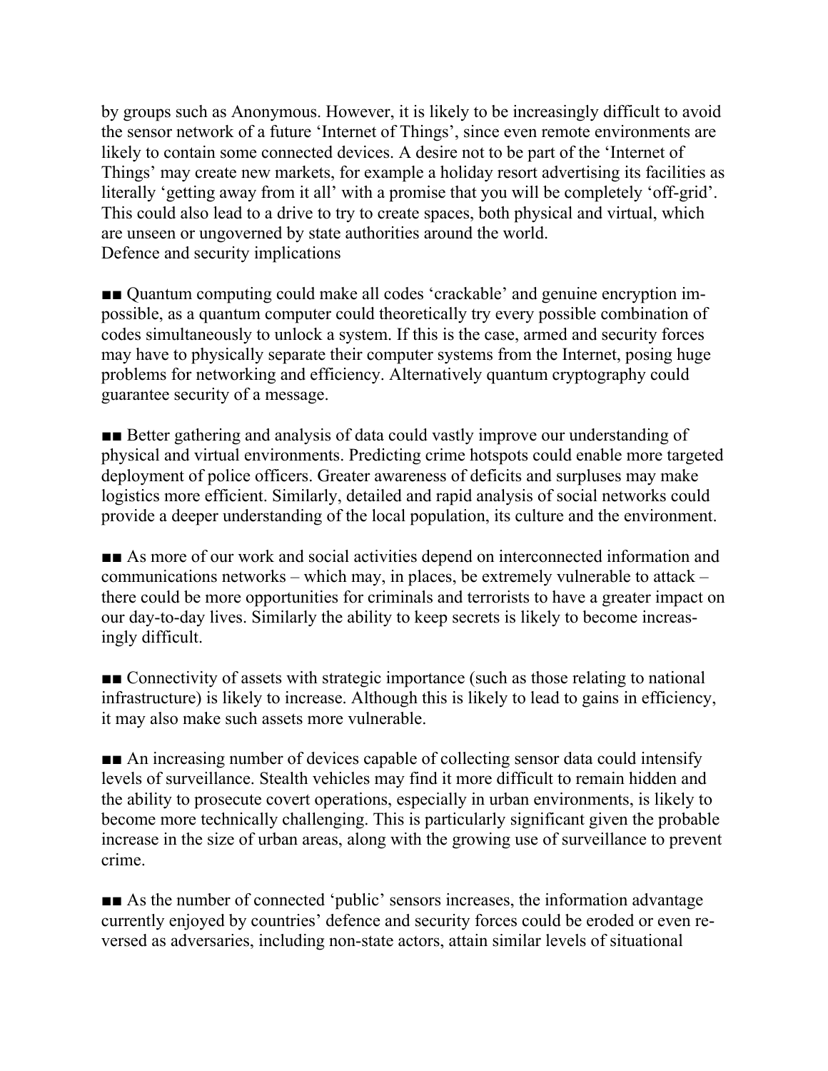by groups such as Anonymous. However, it is likely to be increasingly difficult to avoid the sensor network of a future 'Internet of Things', since even remote environments are likely to contain some connected devices. A desire not to be part of the 'Internet of Things' may create new markets, for example a holiday resort advertising its facilities as literally 'getting away from it all' with a promise that you will be completely 'off-grid'. This could also lead to a drive to try to create spaces, both physical and virtual, which are unseen or ungoverned by state authorities around the world.

## Defence and security implications

■■ Quantum computing could make all codes 'crackable' and genuine encryption impossible, as a quantum computer could theoretically try every possible combination of codes simultaneously to unlock a system. If this is the case, armed and security forces may have to physically separate their computer systems from the Internet, posing huge problems for networking and efficiency. Alternatively quantum cryptography could guarantee security of a message.

■■ Better gathering and analysis of data could vastly improve our understanding of physical and virtual environments. Predicting crime hotspots could enable more targeted deployment of police officers. Greater awareness of deficits and surpluses may make logistics more efficient. Similarly, detailed and rapid analysis of social networks could provide a deeper understanding of the local population, its culture and the environment.

■■ As more of our work and social activities depend on interconnected information and communications networks – which may, in places, be extremely vulnerable to attack – there could be more opportunities for criminals and terrorists to have a greater impact on our day-to-day lives. Similarly the ability to keep secrets is likely to become increasingly difficult.

■■ Connectivity of assets with strategic importance (such as those relating to national infrastructure) is likely to increase. Although this is likely to lead to gains in efficiency, it may also make such assets more vulnerable.

■■ An increasing number of devices capable of collecting sensor data could intensify levels of surveillance. Stealth vehicles may find it more difficult to remain hidden and the ability to prosecute covert operations, especially in urban environments, is likely to become more technically challenging. This is particularly significant given the probable increase in the size of urban areas, along with the growing use of surveillance to prevent crime.

■■ As the number of connected 'public' sensors increases, the information advantage currently enjoyed by countries' defence and security forces could be eroded or even reversed as adversaries, including non-state actors, attain similar levels of situational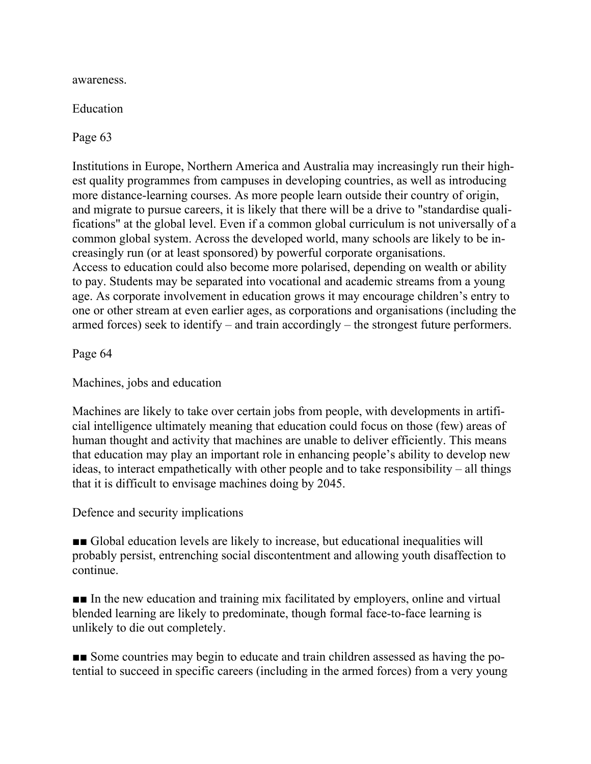awareness.

Education

Page 63

Institutions in Europe, Northern America and Australia may increasingly run their highest quality programmes from campuses in developing countries, as well as introducing more distance-learning courses. As more people learn outside their country of origin, and migrate to pursue careers, it is likely that there will be a drive to "standardise qualifications" at the global level. Even if a common global curriculum is not universally of a common global system. Across the developed world, many schools are likely to be increasingly run (or at least sponsored) by powerful corporate organisations.
Access to education could also become more polarised, depending on wealth or ability to pay. Students may be separated into vocational and academic streams from a young age. As corporate involvement in education grows it may encourage children's entry to one or other stream at even earlier ages, as corporations and organisations (including the armed forces) seek to identify – and train accordingly – the strongest future performers.

Page 64

Machines, jobs and education

Machines are likely to take over certain jobs from people, with developments in artificial intelligence ultimately meaning that education could focus on those (few) areas of human thought and activity that machines are unable to deliver efficiently. This means that education may play an important role in enhancing people's ability to develop new ideas, to interact empathetically with other people and to take responsibility – all things that it is difficult to envisage machines doing by 2045.

Defence and security implications

■■ Global education levels are likely to increase, but educational inequalities will probably persist, entrenching social discontentment and allowing youth disaffection to continue.

■■ In the new education and training mix facilitated by employers, online and virtual blended learning are likely to predominate, though formal face-to-face learning is unlikely to die out completely.

■■ Some countries may begin to educate and train children assessed as having the potential to succeed in specific careers (including in the armed forces) from a very young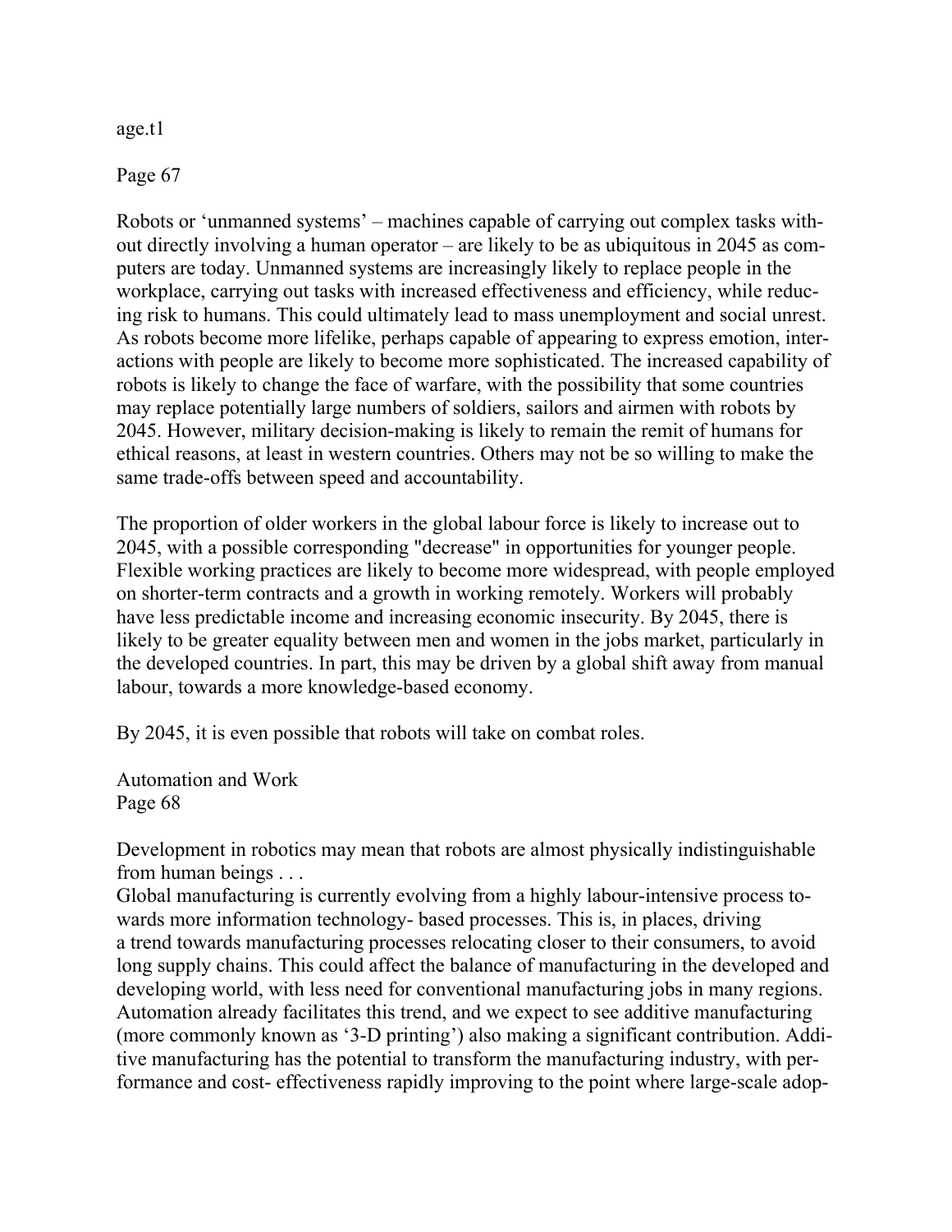age.t1

Page 67

Robots or 'unmanned systems' – machines capable of carrying out complex tasks without directly involving a human operator – are likely to be as ubiquitous in 2045 as computers are today. Unmanned systems are increasingly likely to replace people in the workplace, carrying out tasks with increased effectiveness and efficiency, while reducing risk to humans. This could ultimately lead to mass unemployment and social unrest. As robots become more lifelike, perhaps capable of appearing to express emotion, interactions with people are likely to become more sophisticated. The increased capability of robots is likely to change the face of warfare, with the possibility that some countries may replace potentially large numbers of soldiers, sailors and airmen with robots by 2045. However, military decision-making is likely to remain the remit of humans for ethical reasons, at least in western countries. Others may not be so willing to make the same trade-offs between speed and accountability.

The proportion of older workers in the global labour force is likely to increase out to 2045, with a possible corresponding "decrease" in opportunities for younger people. Flexible working practices are likely to become more widespread, with people employed on shorter-term contracts and a growth in working remotely. Workers will probably have less predictable income and increasing economic insecurity. By 2045, there is likely to be greater equality between men and women in the jobs market, particularly in the developed countries. In part, this may be driven by a global shift away from manual labour, towards a more knowledge-based economy.

By 2045, it is even possible that robots will take on combat roles.

Automation and Work
Page 68

Development in robotics may mean that robots are almost physically indistinguishable from human beings . . .
Global manufacturing is currently evolving from a highly labour-intensive process towards more information technology- based processes. This is, in places, driving a trend towards manufacturing processes relocating closer to their consumers, to avoid long supply chains. This could affect the balance of manufacturing in the developed and developing world, with less need for conventional manufacturing jobs in many regions. Automation already facilitates this trend, and we expect to see additive manufacturing (more commonly known as '3-D printing') also making a significant contribution. Additive manufacturing has the potential to transform the manufacturing industry, with performance and cost- effectiveness rapidly improving to the point where large-scale adop-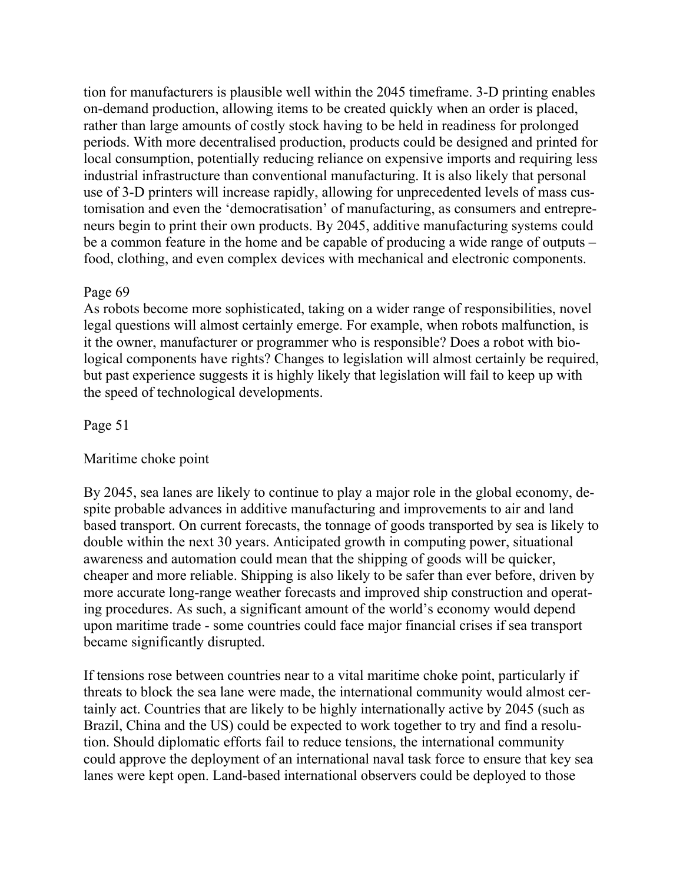tion for manufacturers is plausible well within the 2045 timeframe. 3-D printing enables on-demand production, allowing items to be created quickly when an order is placed, rather than large amounts of costly stock having to be held in readiness for prolonged periods. With more decentralised production, products could be designed and printed for local consumption, potentially reducing reliance on expensive imports and requiring less industrial infrastructure than conventional manufacturing. It is also likely that personal use of 3-D printers will increase rapidly, allowing for unprecedented levels of mass customisation and even the 'democratisation' of manufacturing, as consumers and entrepreneurs begin to print their own products. By 2045, additive manufacturing systems could be a common feature in the home and be capable of producing a wide range of outputs – food, clothing, and even complex devices with mechanical and electronic components.

Page 69

As robots become more sophisticated, taking on a wider range of responsibilities, novel legal questions will almost certainly emerge. For example, when robots malfunction, is it the owner, manufacturer or programmer who is responsible? Does a robot with biological components have rights? Changes to legislation will almost certainly be required, but past experience suggests it is highly likely that legislation will fail to keep up with the speed of technological developments.

Page 51

Maritime choke point

By 2045, sea lanes are likely to continue to play a major role in the global economy, despite probable advances in additive manufacturing and improvements to air and land based transport. On current forecasts, the tonnage of goods transported by sea is likely to double within the next 30 years. Anticipated growth in computing power, situational awareness and automation could mean that the shipping of goods will be quicker, cheaper and more reliable. Shipping is also likely to be safer than ever before, driven by more accurate long-range weather forecasts and improved ship construction and operating procedures. As such, a significant amount of the world's economy would depend upon maritime trade - some countries could face major financial crises if sea transport became significantly disrupted.

If tensions rose between countries near to a vital maritime choke point, particularly if threats to block the sea lane were made, the international community would almost certainly act. Countries that are likely to be highly internationally active by 2045 (such as Brazil, China and the US) could be expected to work together to try and find a resolution. Should diplomatic efforts fail to reduce tensions, the international community could approve the deployment of an international naval task force to ensure that key sea lanes were kept open. Land-based international observers could be deployed to those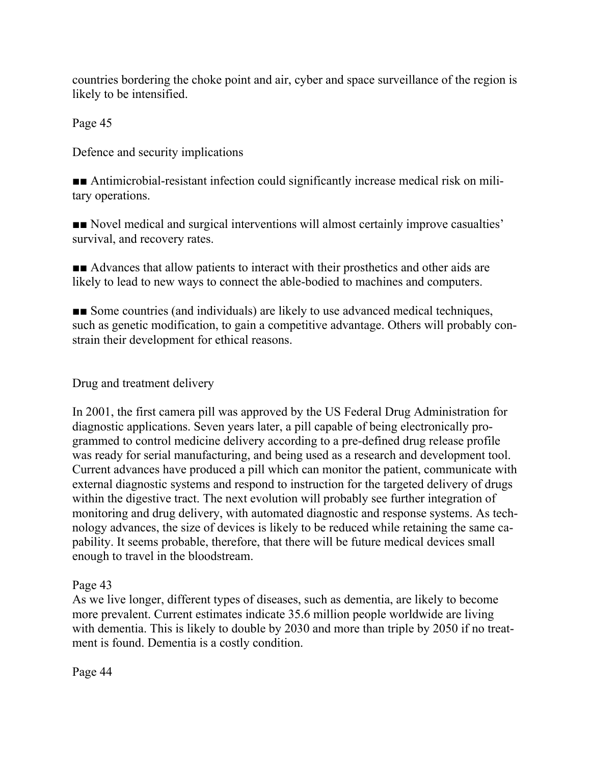countries bordering the choke point and air, cyber and space surveillance of the region is likely to be intensified.

Page 45

## Defence and security implications

- Antimicrobial-resistant infection could significantly increase medical risk on military operations.
- Novel medical and surgical interventions will almost certainly improve casualties' survival, and recovery rates.
- Advances that allow patients to interact with their prosthetics and other aids are likely to lead to new ways to connect the able-bodied to machines and computers.
- Some countries (and individuals) are likely to use advanced medical techniques, such as genetic modification, to gain a competitive advantage. Others will probably constrain their development for ethical reasons.

## Drug and treatment delivery

In 2001, the first camera pill was approved by the US Federal Drug Administration for diagnostic applications. Seven years later, a pill capable of being electronically programmed to control medicine delivery according to a pre-defined drug release profile was ready for serial manufacturing, and being used as a research and development tool. Current advances have produced a pill which can monitor the patient, communicate with external diagnostic systems and respond to instruction for the targeted delivery of drugs within the digestive tract. The next evolution will probably see further integration of monitoring and drug delivery, with automated diagnostic and response systems. As technology advances, the size of devices is likely to be reduced while retaining the same capability. It seems probable, therefore, that there will be future medical devices small enough to travel in the bloodstream.

Page 43

As we live longer, different types of diseases, such as dementia, are likely to become more prevalent. Current estimates indicate 35.6 million people worldwide are living with dementia. This is likely to double by 2030 and more than triple by 2050 if no treatment is found. Dementia is a costly condition.

Page 44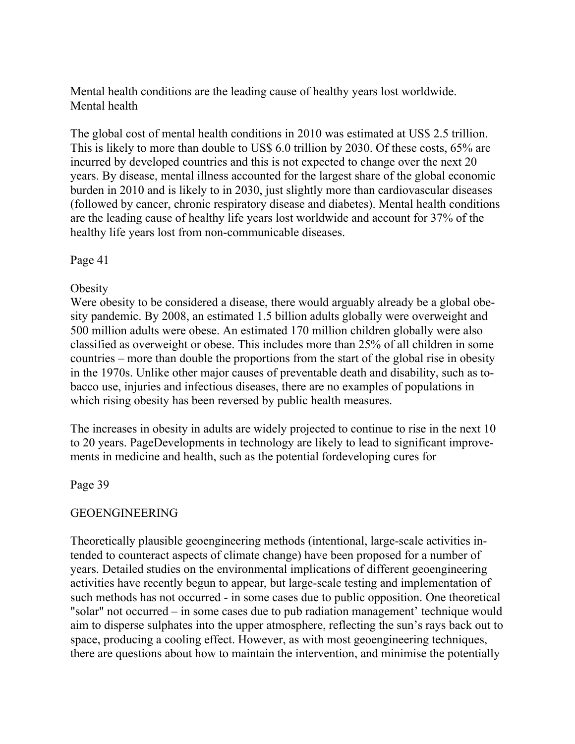Mental health conditions are the leading cause of healthy years lost worldwide.
Mental health

The global cost of mental health conditions in 2010 was estimated at US$ 2.5 trillion. This is likely to more than double to US$ 6.0 trillion by 2030. Of these costs, 65% are incurred by developed countries and this is not expected to change over the next 20 years. By disease, mental illness accounted for the largest share of the global economic burden in 2010 and is likely to in 2030, just slightly more than cardiovascular diseases (followed by cancer, chronic respiratory disease and diabetes). Mental health conditions are the leading cause of healthy life years lost worldwide and account for 37% of the healthy life years lost from non-communicable diseases.

Page 41

Obesity
Were obesity to be considered a disease, there would arguably already be a global obesity pandemic. By 2008, an estimated 1.5 billion adults globally were overweight and 500 million adults were obese. An estimated 170 million children globally were also classified as overweight or obese. This includes more than 25% of all children in some countries – more than double the proportions from the start of the global rise in obesity in the 1970s. Unlike other major causes of preventable death and disability, such as tobacco use, injuries and infectious diseases, there are no examples of populations in which rising obesity has been reversed by public health measures.

The increases in obesity in adults are widely projected to continue to rise in the next 10 to 20 years. PageDevelopments in technology are likely to lead to significant improvements in medicine and health, such as the potential fordeveloping cures for

Page 39

GEOENGINEERING

Theoretically plausible geoengineering methods (intentional, large-scale activities intended to counteract aspects of climate change) have been proposed for a number of years. Detailed studies on the environmental implications of different geoengineering activities have recently begun to appear, but large-scale testing and implementation of such methods has not occurred - in some cases due to public opposition. One theoretical "solar" not occurred – in some cases due to pub radiation management' technique would aim to disperse sulphates into the upper atmosphere, reflecting the sun's rays back out to space, producing a cooling effect. However, as with most geoengineering techniques, there are questions about how to maintain the intervention, and minimise the potentially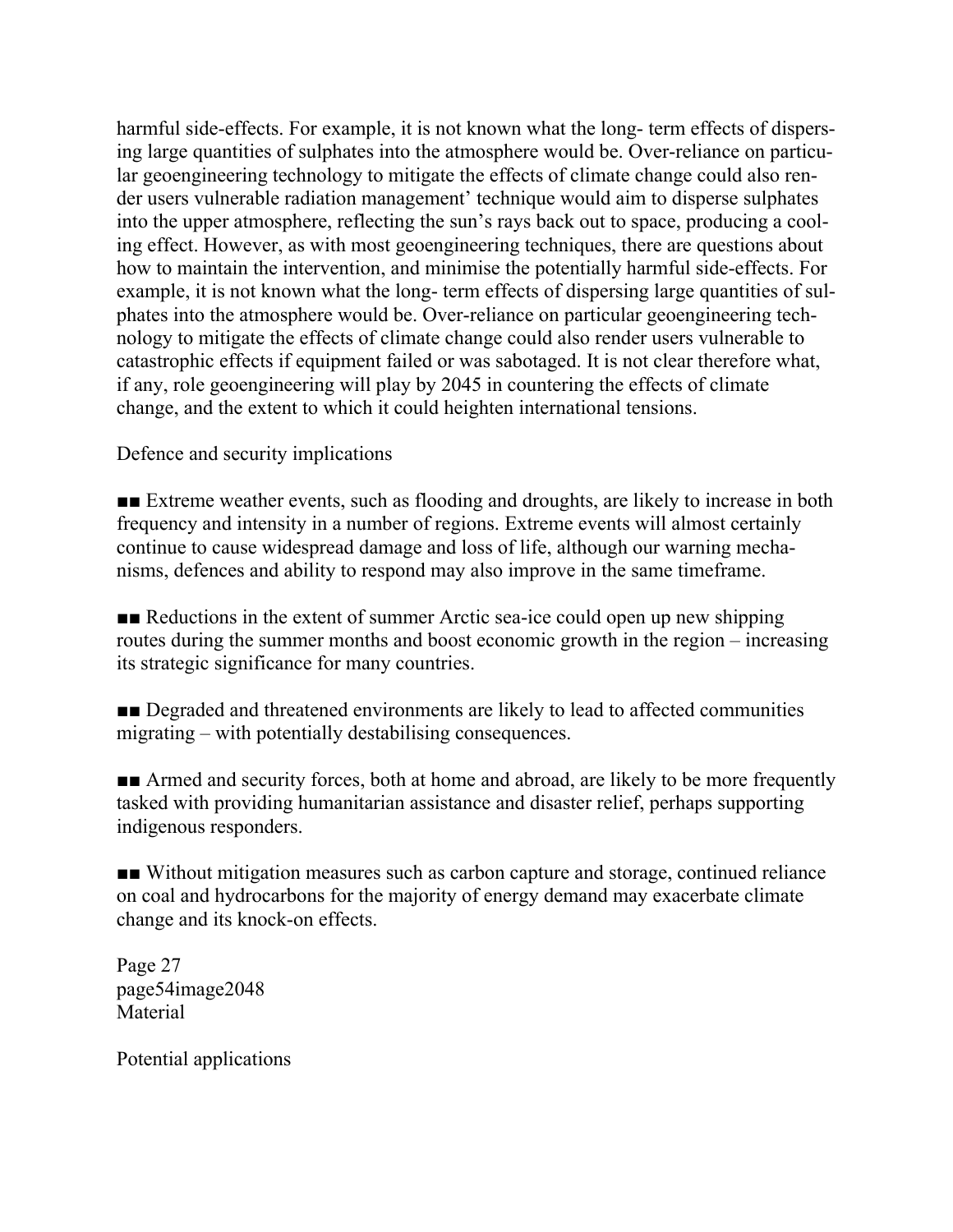harmful side-effects. For example, it is not known what the long- term effects of dispersing large quantities of sulphates into the atmosphere would be. Over-reliance on particular geoengineering technology to mitigate the effects of climate change could also render users vulnerable radiation management' technique would aim to disperse sulphates into the upper atmosphere, reflecting the sun's rays back out to space, producing a cooling effect. However, as with most geoengineering techniques, there are questions about how to maintain the intervention, and minimise the potentially harmful side-effects. For example, it is not known what the long- term effects of dispersing large quantities of sulphates into the atmosphere would be. Over-reliance on particular geoengineering technology to mitigate the effects of climate change could also render users vulnerable to catastrophic effects if equipment failed or was sabotaged. It is not clear therefore what, if any, role geoengineering will play by 2045 in countering the effects of climate change, and the extent to which it could heighten international tensions.

Defence and security implications

■■ Extreme weather events, such as flooding and droughts, are likely to increase in both frequency and intensity in a number of regions. Extreme events will almost certainly continue to cause widespread damage and loss of life, although our warning mechanisms, defences and ability to respond may also improve in the same timeframe.

■■ Reductions in the extent of summer Arctic sea-ice could open up new shipping routes during the summer months and boost economic growth in the region – increasing its strategic significance for many countries.

■■ Degraded and threatened environments are likely to lead to affected communities migrating – with potentially destabilising consequences.

■■ Armed and security forces, both at home and abroad, are likely to be more frequently tasked with providing humanitarian assistance and disaster relief, perhaps supporting indigenous responders.

■■ Without mitigation measures such as carbon capture and storage, continued reliance on coal and hydrocarbons for the majority of energy demand may exacerbate climate change and its knock-on effects.

Page 27
page54image2048
Material

Potential applications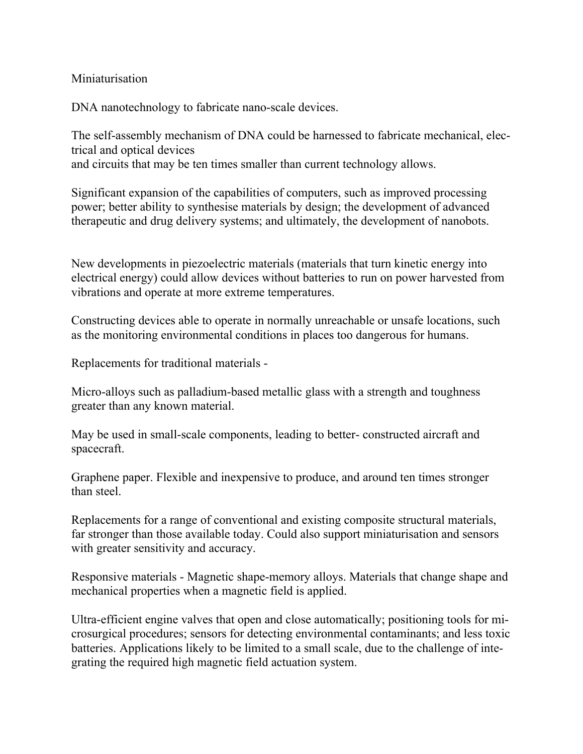Miniaturisation

DNA nanotechnology to fabricate nano-scale devices.

The self-assembly mechanism of DNA could be harnessed to fabricate mechanical, electrical and optical devices
and circuits that may be ten times smaller than current technology allows.

Significant expansion of the capabilities of computers, such as improved processing power; better ability to synthesise materials by design; the development of advanced therapeutic and drug delivery systems; and ultimately, the development of nanobots.

New developments in piezoelectric materials (materials that turn kinetic energy into electrical energy) could allow devices without batteries to run on power harvested from vibrations and operate at more extreme temperatures.

Constructing devices able to operate in normally unreachable or unsafe locations, such as the monitoring environmental conditions in places too dangerous for humans.

Replacements for traditional materials -

Micro-alloys such as palladium-based metallic glass with a strength and toughness greater than any known material.

May be used in small-scale components, leading to better- constructed aircraft and spacecraft.

Graphene paper. Flexible and inexpensive to produce, and around ten times stronger than steel.

Replacements for a range of conventional and existing composite structural materials, far stronger than those available today. Could also support miniaturisation and sensors with greater sensitivity and accuracy.

Responsive materials - Magnetic shape-memory alloys. Materials that change shape and mechanical properties when a magnetic field is applied.

Ultra-efficient engine valves that open and close automatically; positioning tools for microsurgical procedures; sensors for detecting environmental contaminants; and less toxic batteries. Applications likely to be limited to a small scale, due to the challenge of integrating the required high magnetic field actuation system.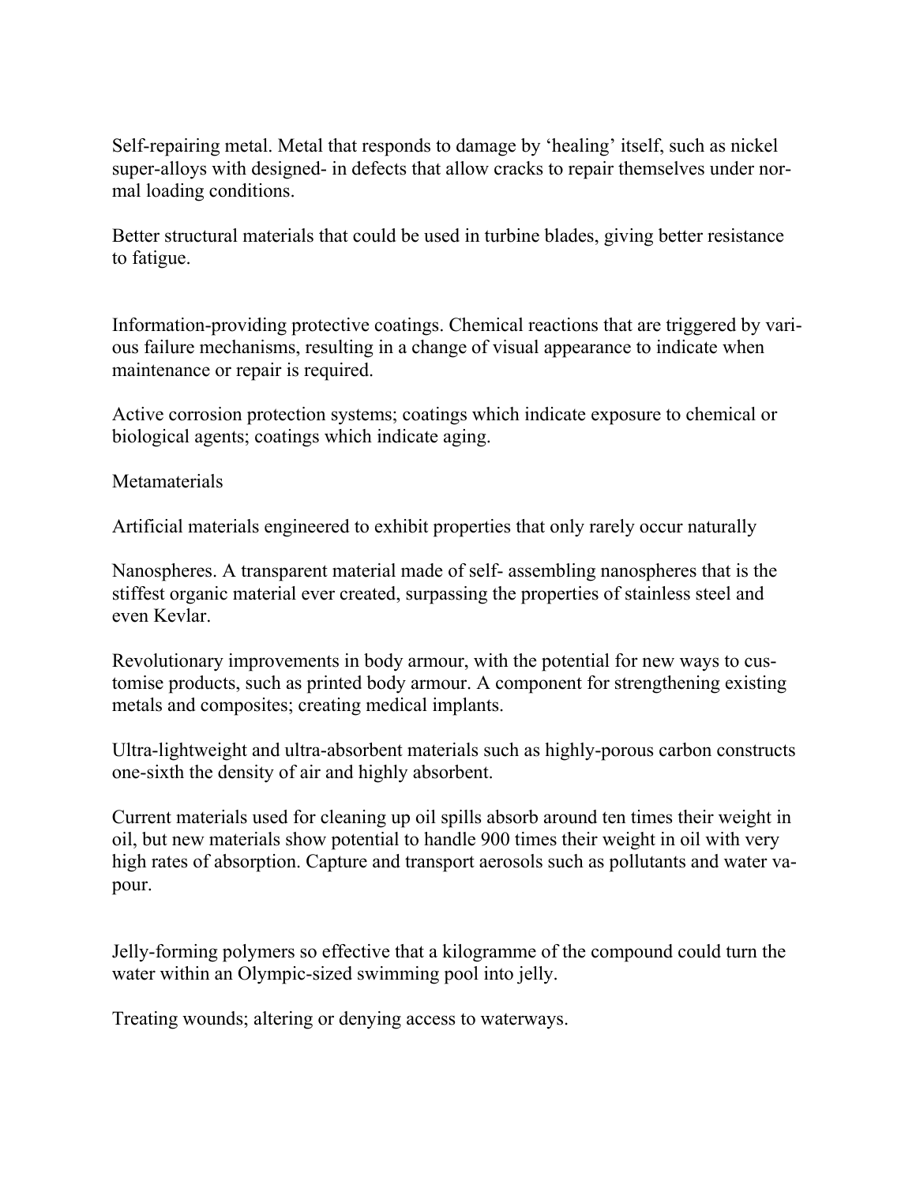Self-repairing metal. Metal that responds to damage by 'healing' itself, such as nickel super-alloys with designed- in defects that allow cracks to repair themselves under normal loading conditions.

Better structural materials that could be used in turbine blades, giving better resistance to fatigue.

Information-providing protective coatings. Chemical reactions that are triggered by various failure mechanisms, resulting in a change of visual appearance to indicate when maintenance or repair is required.

Active corrosion protection systems; coatings which indicate exposure to chemical or biological agents; coatings which indicate aging.

Metamaterials

Artificial materials engineered to exhibit properties that only rarely occur naturally

Nanospheres. A transparent material made of self- assembling nanospheres that is the stiffest organic material ever created, surpassing the properties of stainless steel and even Kevlar.

Revolutionary improvements in body armour, with the potential for new ways to customise products, such as printed body armour. A component for strengthening existing metals and composites; creating medical implants.

Ultra-lightweight and ultra-absorbent materials such as highly-porous carbon constructs one-sixth the density of air and highly absorbent.

Current materials used for cleaning up oil spills absorb around ten times their weight in oil, but new materials show potential to handle 900 times their weight in oil with very high rates of absorption. Capture and transport aerosols such as pollutants and water vapour.

Jelly-forming polymers so effective that a kilogramme of the compound could turn the water within an Olympic-sized swimming pool into jelly.

Treating wounds; altering or denying access to waterways.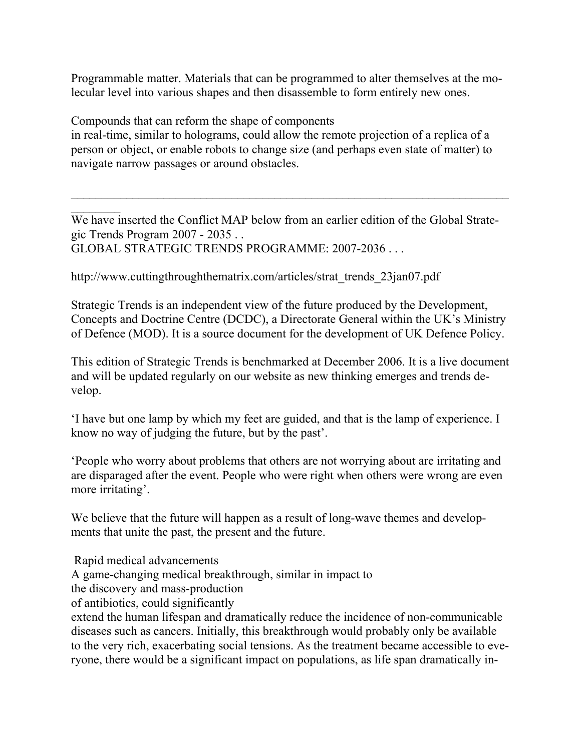Programmable matter. Materials that can be programmed to alter themselves at the molecular level into various shapes and then disassemble to form entirely new ones.

Compounds that can reform the shape of components
in real-time, similar to holograms, could allow the remote projection of a replica of a person or object, or enable robots to change size (and perhaps even state of matter) to navigate narrow passages or around obstacles.

---

We have inserted the Conflict MAP below from an earlier edition of the Global Strategic Trends Program 2007 - 2035 . .
GLOBAL STRATEGIC TRENDS PROGRAMME: 2007-2036 . . .

http://www.cuttingthroughthematrix.com/articles/strat_trends_23jan07.pdf

Strategic Trends is an independent view of the future produced by the Development, Concepts and Doctrine Centre (DCDC), a Directorate General within the UK's Ministry of Defence (MOD). It is a source document for the development of UK Defence Policy.

This edition of Strategic Trends is benchmarked at December 2006. It is a live document and will be updated regularly on our website as new thinking emerges and trends develop.

'I have but one lamp by which my feet are guided, and that is the lamp of experience. I know no way of judging the future, but by the past'.

'People who worry about problems that others are not worrying about are irritating and are disparaged after the event. People who were right when others were wrong are even more irritating'.

We believe that the future will happen as a result of long-wave themes and developments that unite the past, the present and the future.

Rapid medical advancements
A game-changing medical breakthrough, similar in impact to
the discovery and mass-production
of antibiotics, could significantly
extend the human lifespan and dramatically reduce the incidence of non-communicable diseases such as cancers. Initially, this breakthrough would probably only be available to the very rich, exacerbating social tensions. As the treatment became accessible to everyone, there would be a significant impact on populations, as life span dramatically in-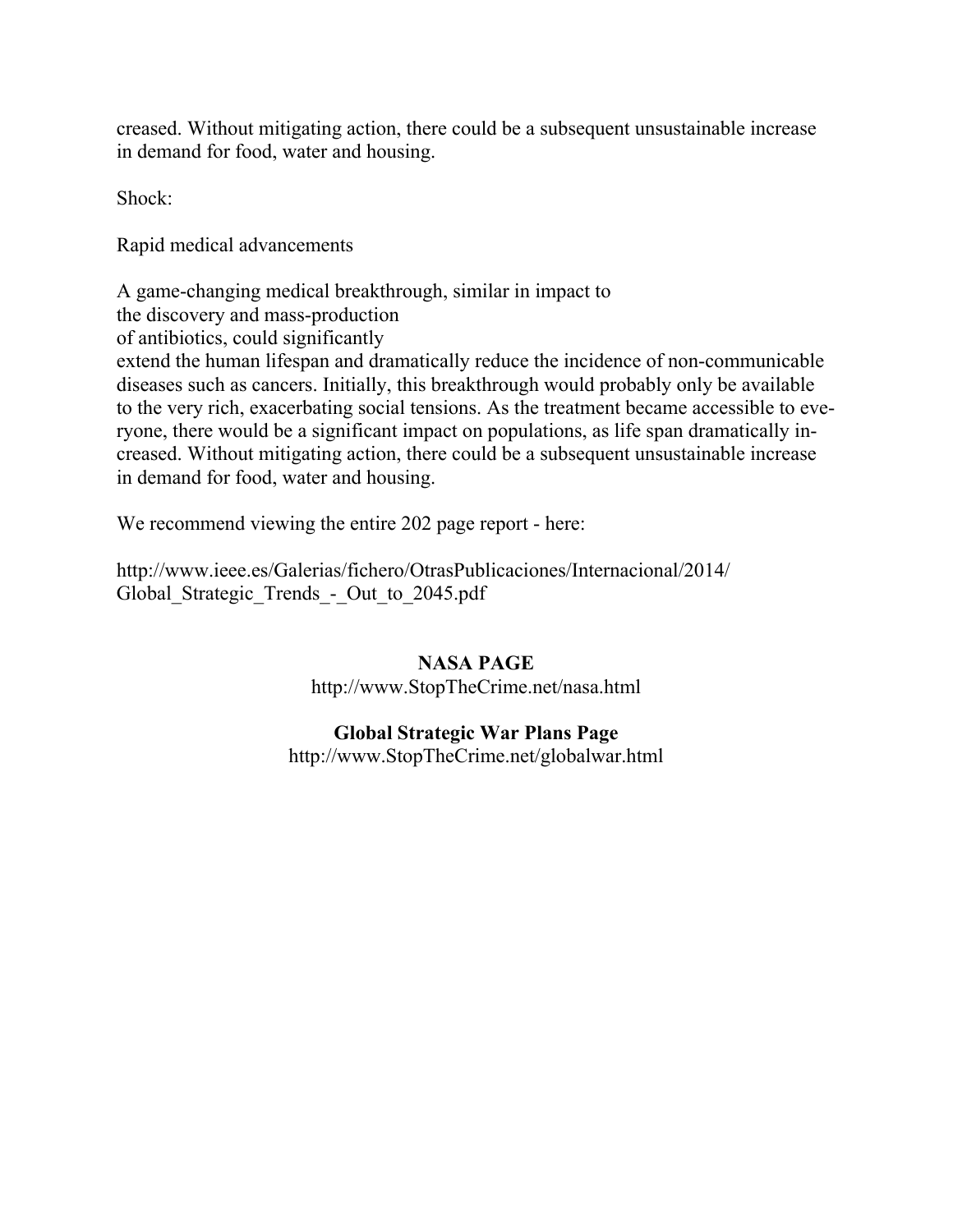creased. Without mitigating action, there could be a subsequent unsustainable increase in demand for food, water and housing.

Shock:

Rapid medical advancements

A game-changing medical breakthrough, similar in impact to the discovery and mass-production of antibiotics, could significantly extend the human lifespan and dramatically reduce the incidence of non-communicable diseases such as cancers. Initially, this breakthrough would probably only be available to the very rich, exacerbating social tensions. As the treatment became accessible to everyone, there would be a significant impact on populations, as life span dramatically increased. Without mitigating action, there could be a subsequent unsustainable increase in demand for food, water and housing.

We recommend viewing the entire 202 page report - here:

http://www.ieee.es/Galerias/fichero/OtrasPublicaciones/Internacional/2014/Global_Strategic_Trends_-_Out_to_2045.pdf

**NASA PAGE**
http://www.StopTheCrime.net/nasa.html

**Global Strategic War Plans Page**
http://www.StopTheCrime.net/globalwar.html